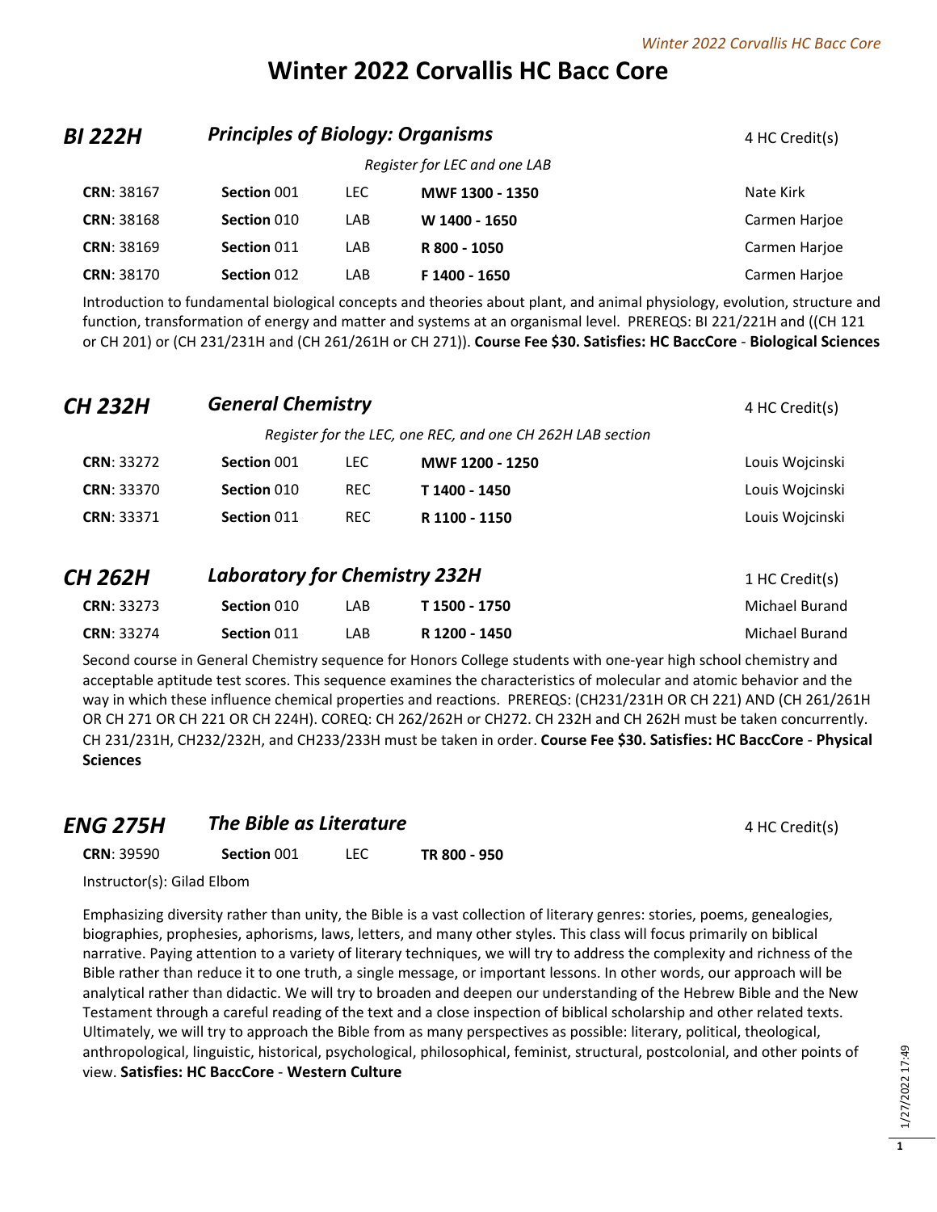# Winter 2022 Corvallis HC Bacc Core

## BI 222H — *Principles of Biology: Organisms* — 4 HC Credit(s)

*Register for LEC and one LAB*

| CRN | Section | Type | Time | Instructor |
|---|---|---|---|---|
| **CRN**: 38167 | **Section** 001 | LEC | **MWF 1300 - 1350** | Nate Kirk |
| **CRN**: 38168 | **Section** 010 | LAB | **W 1400 - 1650** | Carmen Harjoe |
| **CRN**: 38169 | **Section** 011 | LAB | **R 800 - 1050** | Carmen Harjoe |
| **CRN**: 38170 | **Section** 012 | LAB | **F 1400 - 1650** | Carmen Harjoe |

Introduction to fundamental biological concepts and theories about plant, and animal physiology, evolution, structure and function, transformation of energy and matter and systems at an organismal level. PREREQS: BI 221/221H and ((CH 121 or CH 201) or (CH 231/231H and (CH 261/261H or CH 271)). **Course Fee $30. Satisfies: HC BaccCore** - **Biological Sciences**

## CH 232H — *General Chemistry* — 4 HC Credit(s)

*Register for the LEC, one REC, and one CH 262H LAB section*

| CRN | Section | Type | Time | Instructor |
|---|---|---|---|---|
| **CRN**: 33272 | **Section** 001 | LEC | **MWF 1200 - 1250** | Louis Wojcinski |
| **CRN**: 33370 | **Section** 010 | REC | **T 1400 - 1450** | Louis Wojcinski |
| **CRN**: 33371 | **Section** 011 | REC | **R 1100 - 1150** | Louis Wojcinski |

## CH 262H — *Laboratory for Chemistry 232H* — 1 HC Credit(s)

| CRN | Section | Type | Time | Instructor |
|---|---|---|---|---|
| **CRN**: 33273 | **Section** 010 | LAB | **T 1500 - 1750** | Michael Burand |
| **CRN**: 33274 | **Section** 011 | LAB | **R 1200 - 1450** | Michael Burand |

Second course in General Chemistry sequence for Honors College students with one-year high school chemistry and acceptable aptitude test scores. This sequence examines the characteristics of molecular and atomic behavior and the way in which these influence chemical properties and reactions. PREREQS: (CH231/231H OR CH 221) AND (CH 261/261H OR CH 271 OR CH 221 OR CH 224H). COREQ: CH 262/262H or CH272. CH 232H and CH 262H must be taken concurrently. CH 231/231H, CH232/232H, and CH233/233H must be taken in order. **Course Fee $30. Satisfies: HC BaccCore** - **Physical Sciences**

## ENG 275H — *The Bible as Literature* — 4 HC Credit(s)

| CRN | Section | Type | Time |
|---|---|---|---|
| **CRN**: 39590 | **Section** 001 | LEC | **TR 800 - 950** |

Instructor(s): Gilad Elbom

Emphasizing diversity rather than unity, the Bible is a vast collection of literary genres: stories, poems, genealogies, biographies, prophesies, aphorisms, laws, letters, and many other styles. This class will focus primarily on biblical narrative. Paying attention to a variety of literary techniques, we will try to address the complexity and richness of the Bible rather than reduce it to one truth, a single message, or important lessons. In other words, our approach will be analytical rather than didactic. We will try to broaden and deepen our understanding of the Hebrew Bible and the New Testament through a careful reading of the text and a close inspection of biblical scholarship and other related texts. Ultimately, we will try to approach the Bible from as many perspectives as possible: literary, political, theological, anthropological, linguistic, historical, psychological, philosophical, feminist, structural, postcolonial, and other points of view. **Satisfies: HC BaccCore** - **Western Culture**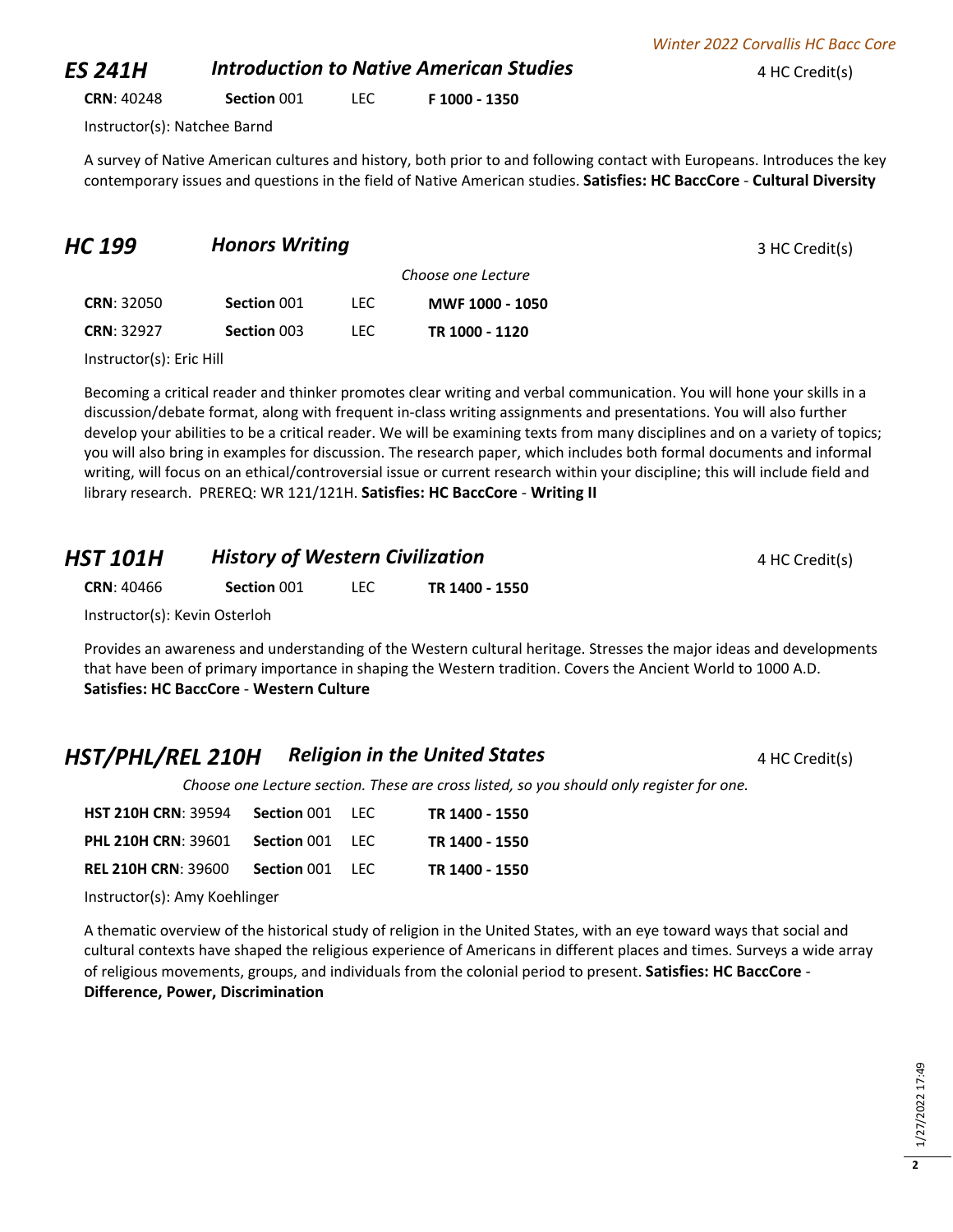## ES 241H — *Introduction to Native American Studies* — 4 HC Credit(s)

**CRN**: 40248 **Section** 001 LEC **F 1000 - 1350**

Instructor(s): Natchee Barnd

A survey of Native American cultures and history, both prior to and following contact with Europeans. Introduces the key contemporary issues and questions in the field of Native American studies. **Satisfies: HC BaccCore** - **Cultural Diversity**

## HC 199 — *Honors Writing* — 3 HC Credit(s)

*Choose one Lecture*

| CRN | Section | Type | Time |
| --- | --- | --- | --- |
| **CRN**: 32050 | **Section** 001 | LEC | **MWF 1000 - 1050** |
| **CRN**: 32927 | **Section** 003 | LEC | **TR 1000 - 1120** |

Instructor(s): Eric Hill

Becoming a critical reader and thinker promotes clear writing and verbal communication. You will hone your skills in a discussion/debate format, along with frequent in-class writing assignments and presentations. You will also further develop your abilities to be a critical reader. We will be examining texts from many disciplines and on a variety of topics; you will also bring in examples for discussion. The research paper, which includes both formal documents and informal writing, will focus on an ethical/controversial issue or current research within your discipline; this will include field and library research. PREREQ: WR 121/121H. **Satisfies: HC BaccCore** - **Writing II**

## HST 101H — *History of Western Civilization* — 4 HC Credit(s)

**CRN**: 40466 **Section** 001 LEC **TR 1400 - 1550**

Instructor(s): Kevin Osterloh

Provides an awareness and understanding of the Western cultural heritage. Stresses the major ideas and developments that have been of primary importance in shaping the Western tradition. Covers the Ancient World to 1000 A.D. **Satisfies: HC BaccCore** - **Western Culture**

## HST/PHL/REL 210H — *Religion in the United States* — 4 HC Credit(s)

*Choose one Lecture section. These are cross listed, so you should only register for one.*

| CRN | Section | Type | Time |
| --- | --- | --- | --- |
| **HST 210H CRN**: 39594 | **Section** 001 | LEC | **TR 1400 - 1550** |
| **PHL 210H CRN**: 39601 | **Section** 001 | LEC | **TR 1400 - 1550** |
| **REL 210H CRN**: 39600 | **Section** 001 | LEC | **TR 1400 - 1550** |

Instructor(s): Amy Koehlinger

A thematic overview of the historical study of religion in the United States, with an eye toward ways that social and cultural contexts have shaped the religious experience of Americans in different places and times. Surveys a wide array of religious movements, groups, and individuals from the colonial period to present. **Satisfies: HC BaccCore** - **Difference, Power, Discrimination**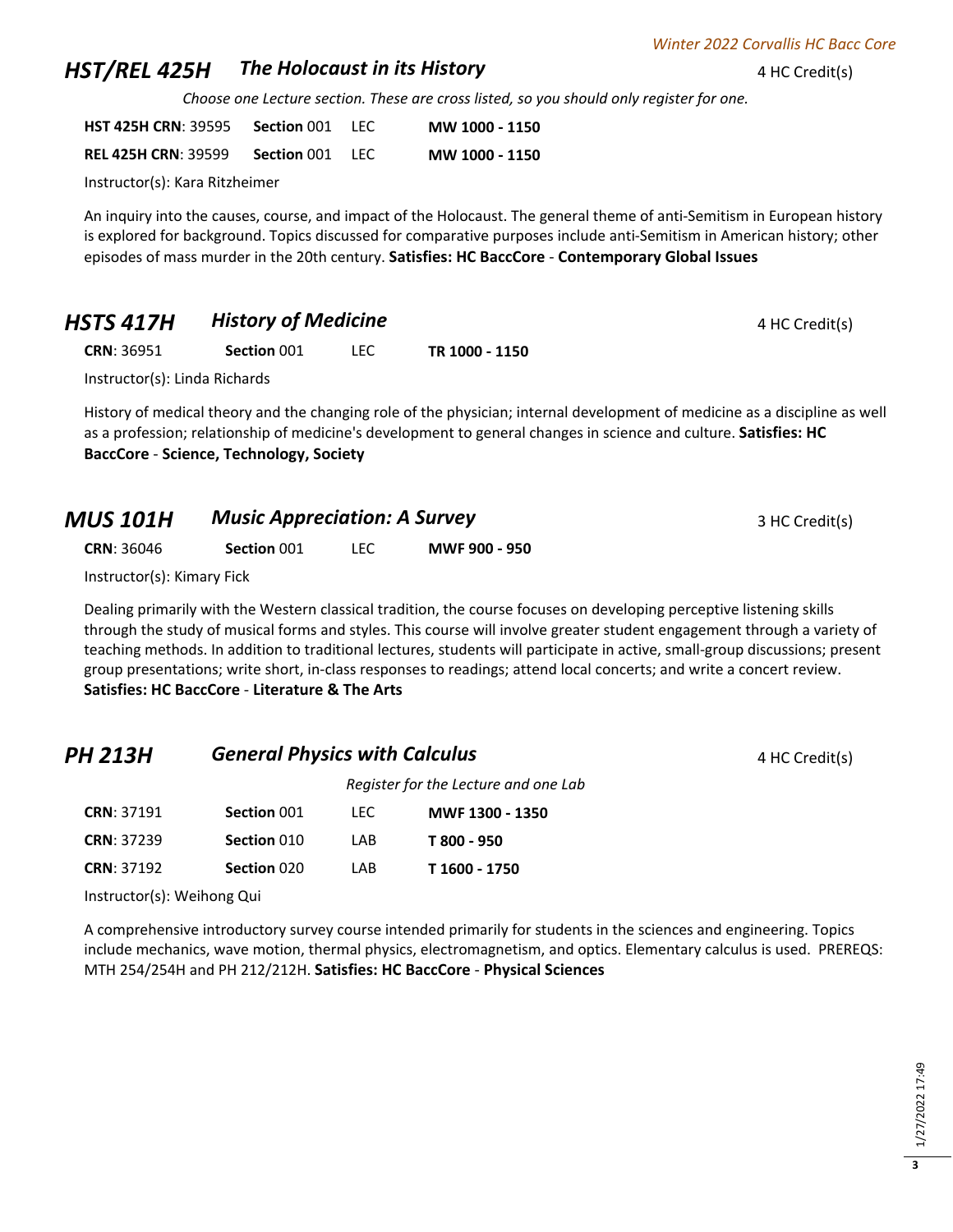## HST/REL 425H — The Holocaust in its History

4 HC Credit(s)

*Choose one Lecture section. These are cross listed, so you should only register for one.*

| | | | |
|---|---|---|---|
| **HST 425H CRN**: 39595 | **Section** 001 | LEC | **MW 1000 - 1150** |
| **REL 425H CRN**: 39599 | **Section** 001 | LEC | **MW 1000 - 1150** |

Instructor(s): Kara Ritzheimer

An inquiry into the causes, course, and impact of the Holocaust. The general theme of anti-Semitism in European history is explored for background. Topics discussed for comparative purposes include anti-Semitism in American history; other episodes of mass murder in the 20th century. **Satisfies: HC BaccCore** - **Contemporary Global Issues**

## HSTS 417H — History of Medicine

4 HC Credit(s)

| | | | |
|---|---|---|---|
| **CRN**: 36951 | **Section** 001 | LEC | **TR 1000 - 1150** |

Instructor(s): Linda Richards

History of medical theory and the changing role of the physician; internal development of medicine as a discipline as well as a profession; relationship of medicine's development to general changes in science and culture. **Satisfies: HC BaccCore** - **Science, Technology, Society**

## MUS 101H — Music Appreciation: A Survey

3 HC Credit(s)

| | | | |
|---|---|---|---|
| **CRN**: 36046 | **Section** 001 | LEC | **MWF 900 - 950** |

Instructor(s): Kimary Fick

Dealing primarily with the Western classical tradition, the course focuses on developing perceptive listening skills through the study of musical forms and styles. This course will involve greater student engagement through a variety of teaching methods. In addition to traditional lectures, students will participate in active, small-group discussions; present group presentations; write short, in-class responses to readings; attend local concerts; and write a concert review. **Satisfies: HC BaccCore** - **Literature & The Arts**

## PH 213H — General Physics with Calculus

4 HC Credit(s)

*Register for the Lecture and one Lab*

| | | | |
|---|---|---|---|
| **CRN**: 37191 | **Section** 001 | LEC | **MWF 1300 - 1350** |
| **CRN**: 37239 | **Section** 010 | LAB | **T 800 - 950** |
| **CRN**: 37192 | **Section** 020 | LAB | **T 1600 - 1750** |

Instructor(s): Weihong Qui

A comprehensive introductory survey course intended primarily for students in the sciences and engineering. Topics include mechanics, wave motion, thermal physics, electromagnetism, and optics. Elementary calculus is used. PREREQS: MTH 254/254H and PH 212/212H. **Satisfies: HC BaccCore** - **Physical Sciences**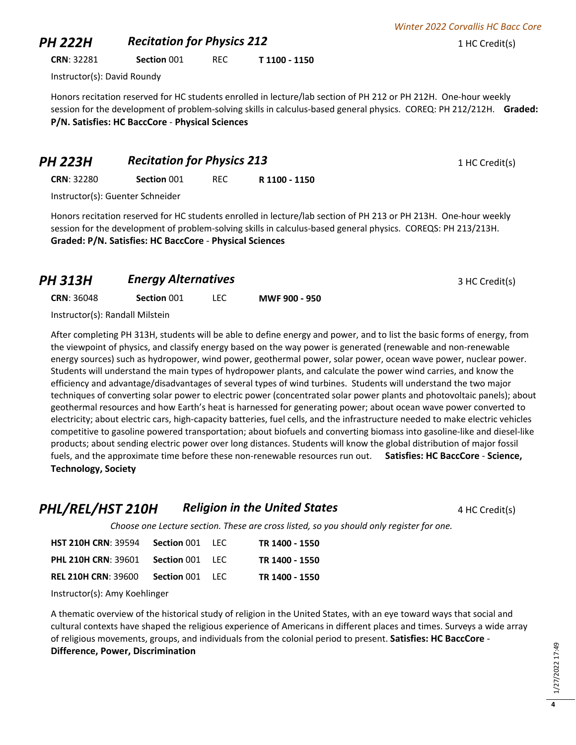## PH 222H — *Recitation for Physics 212* — 1 HC Credit(s)

**CRN**: 32281 **Section** 001 REC **T 1100 - 1150**

Instructor(s): David Roundy

Honors recitation reserved for HC students enrolled in lecture/lab section of PH 212 or PH 212H. One-hour weekly session for the development of problem-solving skills in calculus-based general physics. COREQ: PH 212/212H. **Graded: P/N. Satisfies: HC BaccCore** - **Physical Sciences**

## PH 223H — *Recitation for Physics 213* — 1 HC Credit(s)

**CRN**: 32280 **Section** 001 REC **R 1100 - 1150**

Instructor(s): Guenter Schneider

Honors recitation reserved for HC students enrolled in lecture/lab section of PH 213 or PH 213H. One-hour weekly session for the development of problem-solving skills in calculus-based general physics. COREQS: PH 213/213H. **Graded: P/N. Satisfies: HC BaccCore** - **Physical Sciences**

## PH 313H — *Energy Alternatives* — 3 HC Credit(s)

**CRN**: 36048 **Section** 001 LEC **MWF 900 - 950**

Instructor(s): Randall Milstein

After completing PH 313H, students will be able to define energy and power, and to list the basic forms of energy, from the viewpoint of physics, and classify energy based on the way power is generated (renewable and non-renewable energy sources) such as hydropower, wind power, geothermal power, solar power, ocean wave power, nuclear power. Students will understand the main types of hydropower plants, and calculate the power wind carries, and know the efficiency and advantage/disadvantages of several types of wind turbines. Students will understand the two major techniques of converting solar power to electric power (concentrated solar power plants and photovoltaic panels); about geothermal resources and how Earth's heat is harnessed for generating power; about ocean wave power converted to electricity; about electric cars, high-capacity batteries, fuel cells, and the infrastructure needed to make electric vehicles competitive to gasoline powered transportation; about biofuels and converting biomass into gasoline-like and diesel-like products; about sending electric power over long distances. Students will know the global distribution of major fossil fuels, and the approximate time before these non-renewable resources run out. **Satisfies: HC BaccCore** - **Science, Technology, Society**

## PHL/REL/HST 210H — *Religion in the United States* — 4 HC Credit(s)

*Choose one Lecture section. These are cross listed, so you should only register for one.*

| | | | |
|---|---|---|---|
| **HST 210H CRN**: 39594 | **Section** 001 | LEC | **TR 1400 - 1550** |
| **PHL 210H CRN**: 39601 | **Section** 001 | LEC | **TR 1400 - 1550** |
| **REL 210H CRN**: 39600 | **Section** 001 | LEC | **TR 1400 - 1550** |

Instructor(s): Amy Koehlinger

A thematic overview of the historical study of religion in the United States, with an eye toward ways that social and cultural contexts have shaped the religious experience of Americans in different places and times. Surveys a wide array of religious movements, groups, and individuals from the colonial period to present. **Satisfies: HC BaccCore** - **Difference, Power, Discrimination**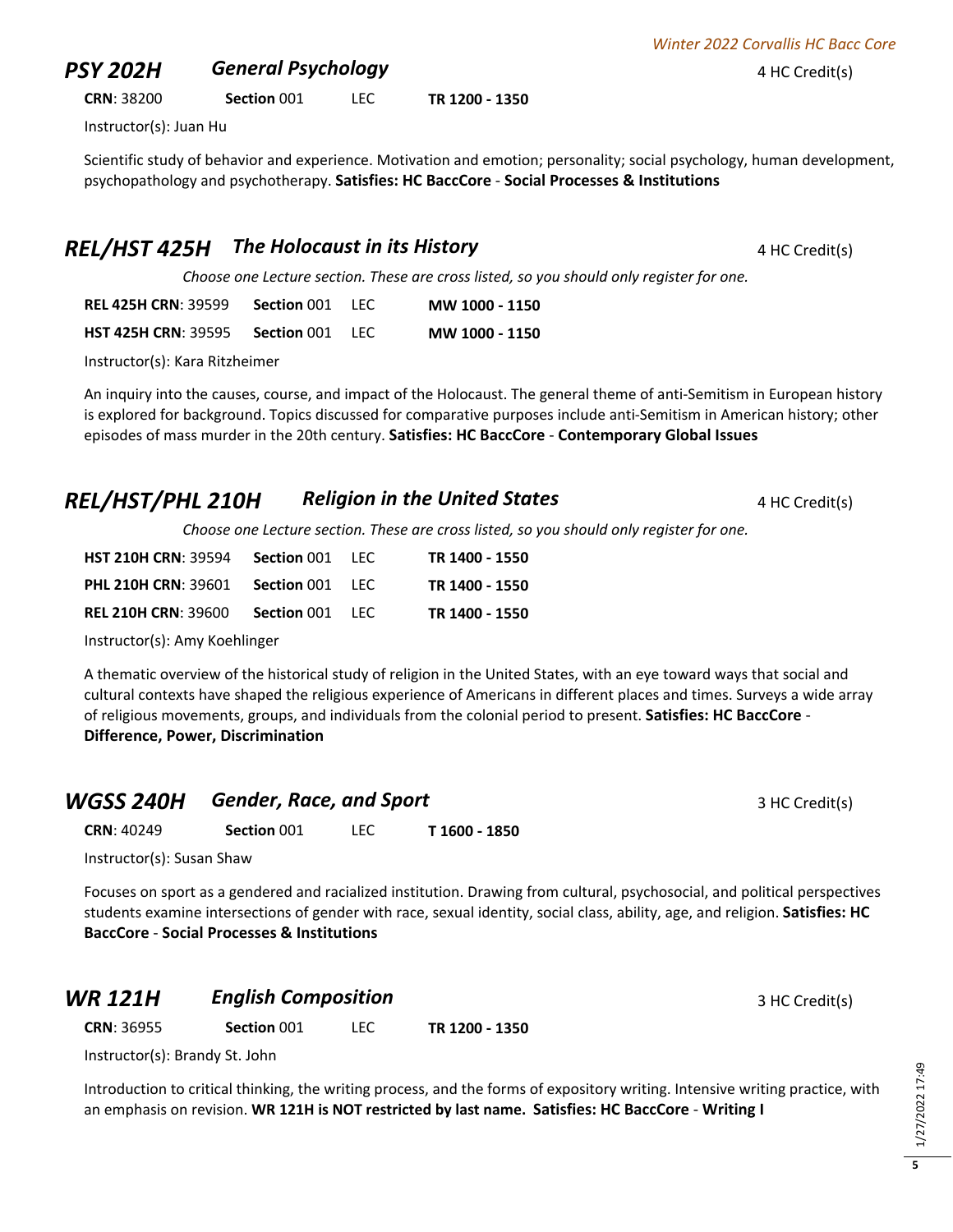## PSY 202H *General Psychology* 4 HC Credit(s)

**CRN**: 38200 **Section** 001 LEC **TR 1200 - 1350**

Instructor(s): Juan Hu

Scientific study of behavior and experience. Motivation and emotion; personality; social psychology, human development, psychopathology and psychotherapy. **Satisfies: HC BaccCore** - **Social Processes & Institutions**

## REL/HST 425H *The Holocaust in its History* 4 HC Credit(s)

*Choose one Lecture section. These are cross listed, so you should only register for one.*

| | | | |
|---|---|---|---|
| **REL 425H CRN**: 39599 | **Section** 001 | LEC | **MW 1000 - 1150** |
| **HST 425H CRN**: 39595 | **Section** 001 | LEC | **MW 1000 - 1150** |

Instructor(s): Kara Ritzheimer

An inquiry into the causes, course, and impact of the Holocaust. The general theme of anti-Semitism in European history is explored for background. Topics discussed for comparative purposes include anti-Semitism in American history; other episodes of mass murder in the 20th century. **Satisfies: HC BaccCore** - **Contemporary Global Issues**

## REL/HST/PHL 210H *Religion in the United States* 4 HC Credit(s)

*Choose one Lecture section. These are cross listed, so you should only register for one.*

| | | | |
|---|---|---|---|
| **HST 210H CRN**: 39594 | **Section** 001 | LEC | **TR 1400 - 1550** |
| **PHL 210H CRN**: 39601 | **Section** 001 | LEC | **TR 1400 - 1550** |
| **REL 210H CRN**: 39600 | **Section** 001 | LEC | **TR 1400 - 1550** |

Instructor(s): Amy Koehlinger

A thematic overview of the historical study of religion in the United States, with an eye toward ways that social and cultural contexts have shaped the religious experience of Americans in different places and times. Surveys a wide array of religious movements, groups, and individuals from the colonial period to present. **Satisfies: HC BaccCore** - **Difference, Power, Discrimination**

## WGSS 240H *Gender, Race, and Sport* 3 HC Credit(s)

**CRN**: 40249 **Section** 001 LEC **T 1600 - 1850**

Instructor(s): Susan Shaw

Focuses on sport as a gendered and racialized institution. Drawing from cultural, psychosocial, and political perspectives students examine intersections of gender with race, sexual identity, social class, ability, age, and religion. **Satisfies: HC BaccCore** - **Social Processes & Institutions**

## WR 121H *English Composition* 3 HC Credit(s)

**CRN**: 36955 **Section** 001 LEC **TR 1200 - 1350**

Instructor(s): Brandy St. John

Introduction to critical thinking, the writing process, and the forms of expository writing. Intensive writing practice, with an emphasis on revision. **WR 121H is NOT restricted by last name. Satisfies: HC BaccCore** - **Writing I**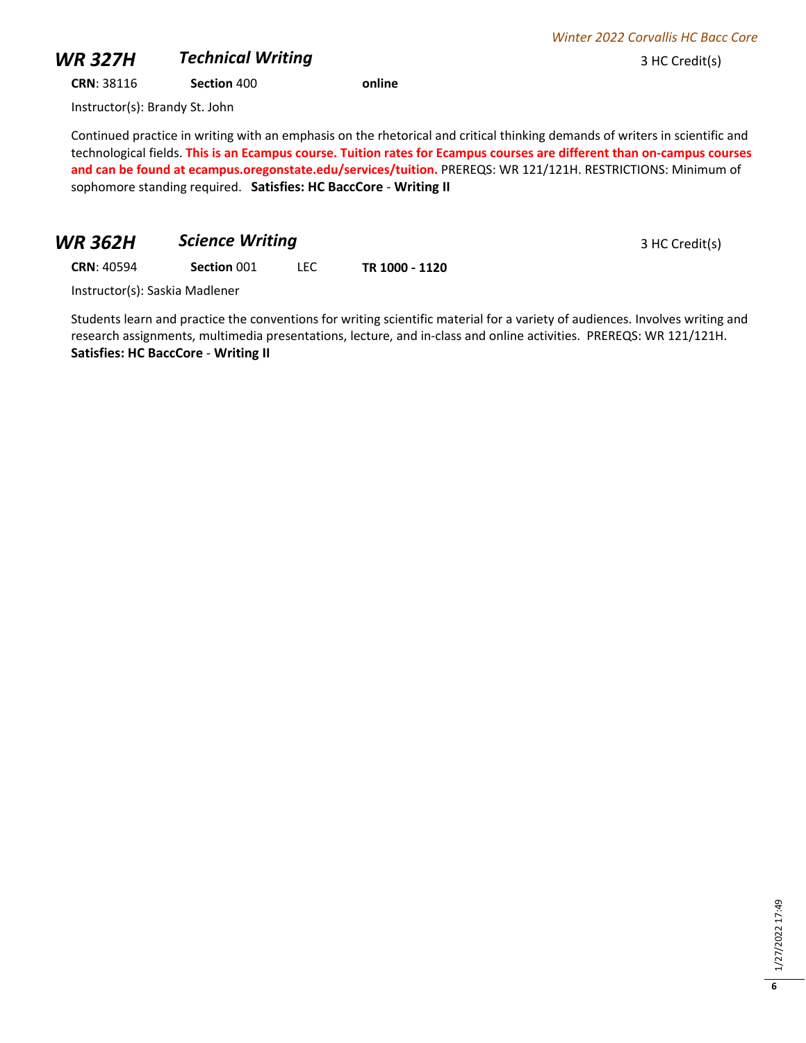## *WR 327H* *Technical Writing*

3 HC Credit(s)

**CRN**: 38116 **Section** 400 **online**

Instructor(s): Brandy St. John

Continued practice in writing with an emphasis on the rhetorical and critical thinking demands of writers in scientific and technological fields. **This is an Ecampus course. Tuition rates for Ecampus courses are different than on-campus courses and can be found at ecampus.oregonstate.edu/services/tuition.** PREREQS: WR 121/121H. RESTRICTIONS: Minimum of sophomore standing required. **Satisfies: HC BaccCore** - **Writing II**

## *WR 362H* *Science Writing*

3 HC Credit(s)

**CRN**: 40594 **Section** 001 LEC **TR 1000 - 1120**

Instructor(s): Saskia Madlener

Students learn and practice the conventions for writing scientific material for a variety of audiences. Involves writing and research assignments, multimedia presentations, lecture, and in-class and online activities. PREREQS: WR 121/121H. **Satisfies: HC BaccCore** - **Writing II**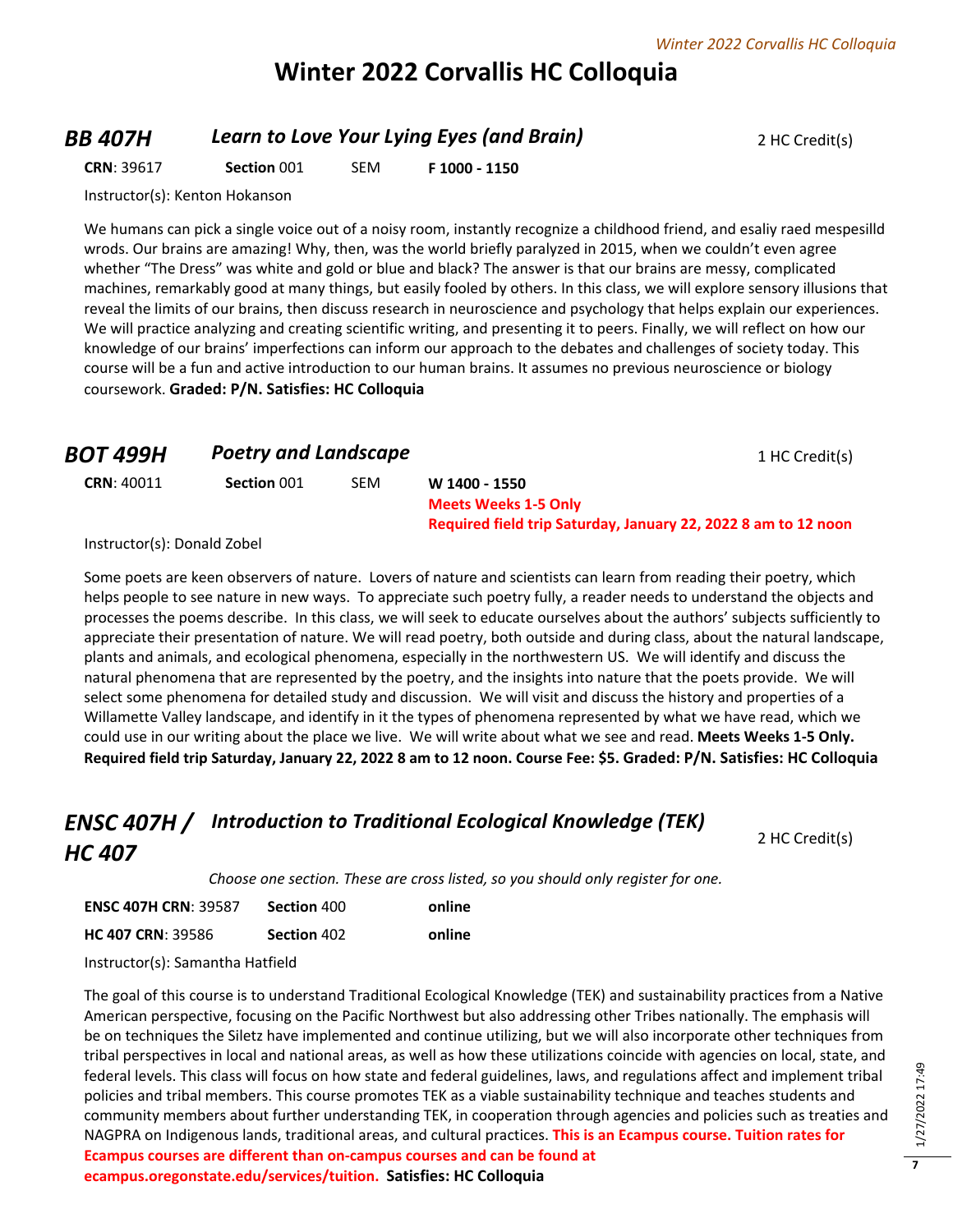# Winter 2022 Corvallis HC Colloquia

## *BB 407H* — *Learn to Love Your Lying Eyes (and Brain)*

2 HC Credit(s)

**CRN**: 39617 **Section** 001 SEM **F 1000 - 1150**

Instructor(s): Kenton Hokanson

We humans can pick a single voice out of a noisy room, instantly recognize a childhood friend, and esaliy raed mespesilld wrods. Our brains are amazing! Why, then, was the world briefly paralyzed in 2015, when we couldn't even agree whether "The Dress" was white and gold or blue and black? The answer is that our brains are messy, complicated machines, remarkably good at many things, but easily fooled by others. In this class, we will explore sensory illusions that reveal the limits of our brains, then discuss research in neuroscience and psychology that helps explain our experiences. We will practice analyzing and creating scientific writing, and presenting it to peers. Finally, we will reflect on how our knowledge of our brains' imperfections can inform our approach to the debates and challenges of society today. This course will be a fun and active introduction to our human brains. It assumes no previous neuroscience or biology coursework. **Graded: P/N. Satisfies: HC Colloquia**

## *BOT 499H* — *Poetry and Landscape*

1 HC Credit(s)

**CRN**: 40011 **Section** 001 SEM **W 1400 - 1550**
**Meets Weeks 1-5 Only**
**Required field trip Saturday, January 22, 2022 8 am to 12 noon**

Instructor(s): Donald Zobel

Some poets are keen observers of nature. Lovers of nature and scientists can learn from reading their poetry, which helps people to see nature in new ways. To appreciate such poetry fully, a reader needs to understand the objects and processes the poems describe. In this class, we will seek to educate ourselves about the authors' subjects sufficiently to appreciate their presentation of nature. We will read poetry, both outside and during class, about the natural landscape, plants and animals, and ecological phenomena, especially in the northwestern US. We will identify and discuss the natural phenomena that are represented by the poetry, and the insights into nature that the poets provide. We will select some phenomena for detailed study and discussion. We will visit and discuss the history and properties of a Willamette Valley landscape, and identify in it the types of phenomena represented by what we have read, which we could use in our writing about the place we live. We will write about what we see and read. **Meets Weeks 1-5 Only. Required field trip Saturday, January 22, 2022 8 am to 12 noon. Course Fee: $5. Graded: P/N. Satisfies: HC Colloquia**

## *ENSC 407H / HC 407* — *Introduction to Traditional Ecological Knowledge (TEK)*

2 HC Credit(s)

*Choose one section. These are cross listed, so you should only register for one.*

**ENSC 407H CRN**: 39587 **Section** 400 **online**

**HC 407 CRN**: 39586 **Section** 402 **online**

Instructor(s): Samantha Hatfield

The goal of this course is to understand Traditional Ecological Knowledge (TEK) and sustainability practices from a Native American perspective, focusing on the Pacific Northwest but also addressing other Tribes nationally. The emphasis will be on techniques the Siletz have implemented and continue utilizing, but we will also incorporate other techniques from tribal perspectives in local and national areas, as well as how these utilizations coincide with agencies on local, state, and federal levels. This class will focus on how state and federal guidelines, laws, and regulations affect and implement tribal policies and tribal members. This course promotes TEK as a viable sustainability technique and teaches students and community members about further understanding TEK, in cooperation through agencies and policies such as treaties and NAGPRA on Indigenous lands, traditional areas, and cultural practices. **This is an Ecampus course. Tuition rates for Ecampus courses are different than on-campus courses and can be found at ecampus.oregonstate.edu/services/tuition. Satisfies: HC Colloquia**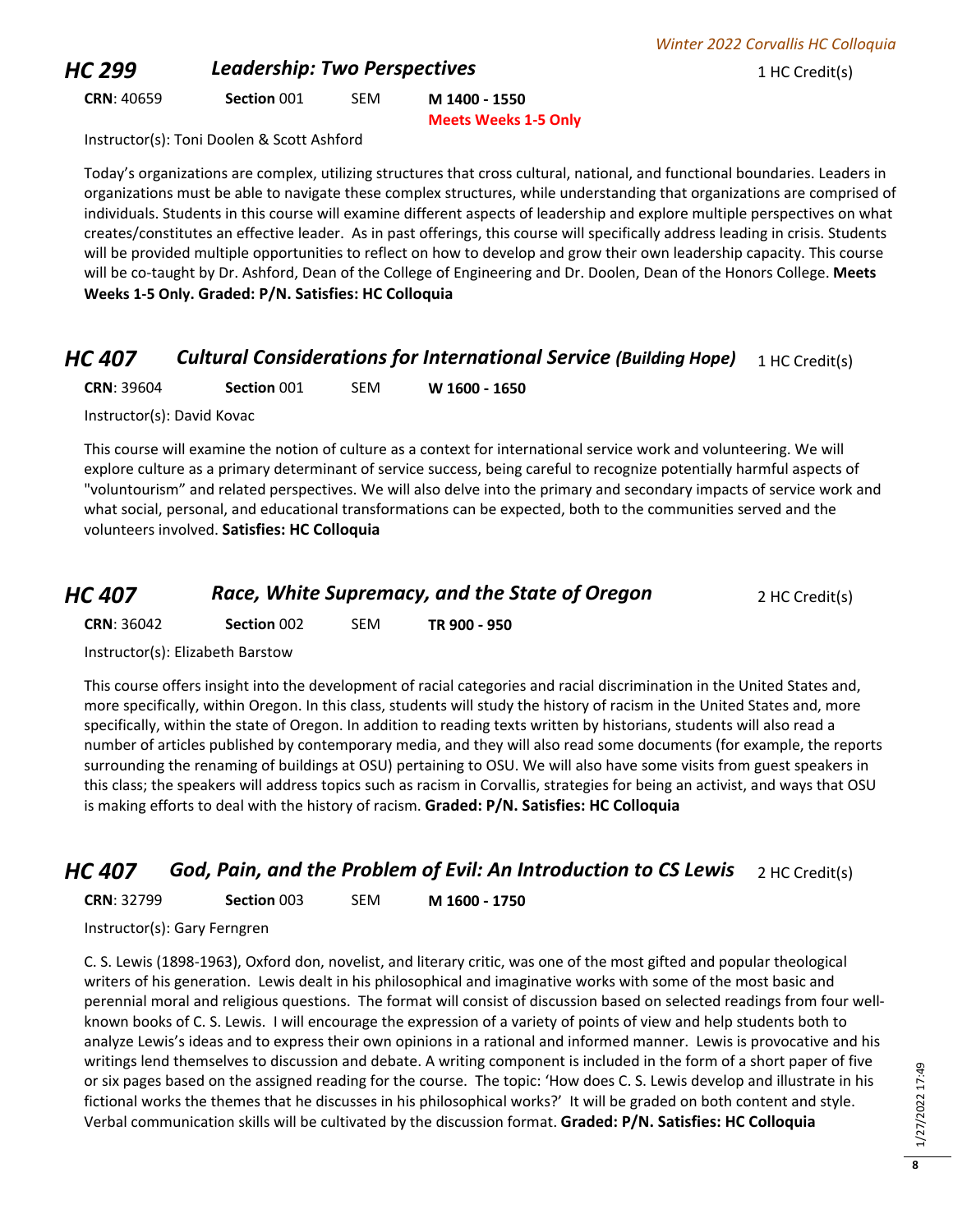## HC 299 *Leadership: Two Perspectives*

1 HC Credit(s)

**CRN**: 40659 **Section** 001 SEM **M 1400 - 1550**
**Meets Weeks 1-5 Only**

Instructor(s): Toni Doolen & Scott Ashford

Today's organizations are complex, utilizing structures that cross cultural, national, and functional boundaries. Leaders in organizations must be able to navigate these complex structures, while understanding that organizations are comprised of individuals. Students in this course will examine different aspects of leadership and explore multiple perspectives on what creates/constitutes an effective leader. As in past offerings, this course will specifically address leading in crisis. Students will be provided multiple opportunities to reflect on how to develop and grow their own leadership capacity. This course will be co-taught by Dr. Ashford, Dean of the College of Engineering and Dr. Doolen, Dean of the Honors College. **Meets Weeks 1-5 Only. Graded: P/N. Satisfies: HC Colloquia**

## HC 407 *Cultural Considerations for International Service (Building Hope)*

1 HC Credit(s)

**CRN**: 39604 **Section** 001 SEM **W 1600 - 1650**

Instructor(s): David Kovac

This course will examine the notion of culture as a context for international service work and volunteering. We will explore culture as a primary determinant of service success, being careful to recognize potentially harmful aspects of "voluntourism" and related perspectives. We will also delve into the primary and secondary impacts of service work and what social, personal, and educational transformations can be expected, both to the communities served and the volunteers involved. **Satisfies: HC Colloquia**

## HC 407 *Race, White Supremacy, and the State of Oregon*

2 HC Credit(s)

**CRN**: 36042 **Section** 002 SEM **TR 900 - 950**

Instructor(s): Elizabeth Barstow

This course offers insight into the development of racial categories and racial discrimination in the United States and, more specifically, within Oregon. In this class, students will study the history of racism in the United States and, more specifically, within the state of Oregon. In addition to reading texts written by historians, students will also read a number of articles published by contemporary media, and they will also read some documents (for example, the reports surrounding the renaming of buildings at OSU) pertaining to OSU. We will also have some visits from guest speakers in this class; the speakers will address topics such as racism in Corvallis, strategies for being an activist, and ways that OSU is making efforts to deal with the history of racism. **Graded: P/N. Satisfies: HC Colloquia**

## HC 407 *God, Pain, and the Problem of Evil: An Introduction to CS Lewis*

2 HC Credit(s)

**CRN**: 32799 **Section** 003 SEM **M 1600 - 1750**

Instructor(s): Gary Ferngren

C. S. Lewis (1898-1963), Oxford don, novelist, and literary critic, was one of the most gifted and popular theological writers of his generation. Lewis dealt in his philosophical and imaginative works with some of the most basic and perennial moral and religious questions. The format will consist of discussion based on selected readings from four well-known books of C. S. Lewis. I will encourage the expression of a variety of points of view and help students both to analyze Lewis's ideas and to express their own opinions in a rational and informed manner. Lewis is provocative and his writings lend themselves to discussion and debate. A writing component is included in the form of a short paper of five or six pages based on the assigned reading for the course. The topic: 'How does C. S. Lewis develop and illustrate in his fictional works the themes that he discusses in his philosophical works?' It will be graded on both content and style. Verbal communication skills will be cultivated by the discussion format. **Graded: P/N. Satisfies: HC Colloquia**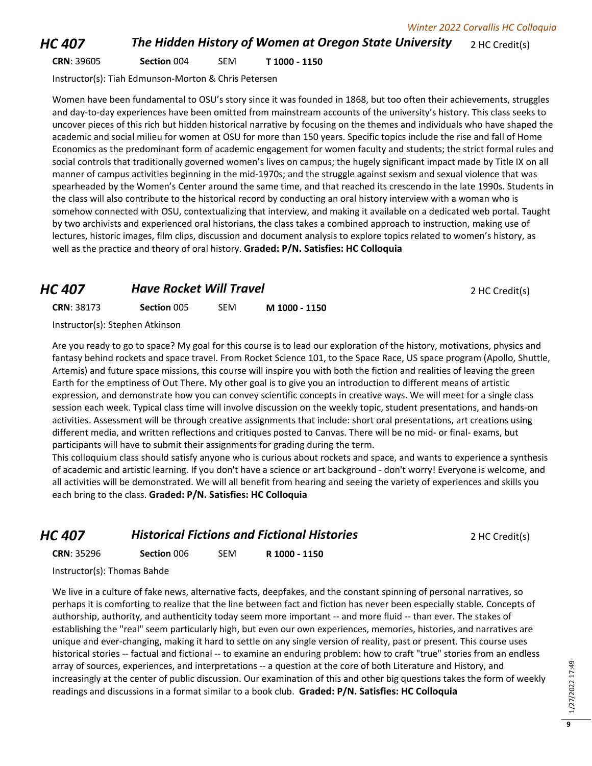## HC 407 — *The Hidden History of Women at Oregon State University* — 2 HC Credit(s)

**CRN**: 39605 **Section** 004 SEM **T 1000 - 1150**

Instructor(s): Tiah Edmunson-Morton & Chris Petersen

Women have been fundamental to OSU's story since it was founded in 1868, but too often their achievements, struggles and day-to-day experiences have been omitted from mainstream accounts of the university's history. This class seeks to uncover pieces of this rich but hidden historical narrative by focusing on the themes and individuals who have shaped the academic and social milieu for women at OSU for more than 150 years. Specific topics include the rise and fall of Home Economics as the predominant form of academic engagement for women faculty and students; the strict formal rules and social controls that traditionally governed women's lives on campus; the hugely significant impact made by Title IX on all manner of campus activities beginning in the mid-1970s; and the struggle against sexism and sexual violence that was spearheaded by the Women's Center around the same time, and that reached its crescendo in the late 1990s. Students in the class will also contribute to the historical record by conducting an oral history interview with a woman who is somehow connected with OSU, contextualizing that interview, and making it available on a dedicated web portal. Taught by two archivists and experienced oral historians, the class takes a combined approach to instruction, making use of lectures, historic images, film clips, discussion and document analysis to explore topics related to women's history, as well as the practice and theory of oral history. **Graded: P/N. Satisfies: HC Colloquia**

## HC 407 — *Have Rocket Will Travel* — 2 HC Credit(s)

**CRN**: 38173 **Section** 005 SEM **M 1000 - 1150**

Instructor(s): Stephen Atkinson

Are you ready to go to space? My goal for this course is to lead our exploration of the history, motivations, physics and fantasy behind rockets and space travel. From Rocket Science 101, to the Space Race, US space program (Apollo, Shuttle, Artemis) and future space missions, this course will inspire you with both the fiction and realities of leaving the green Earth for the emptiness of Out There. My other goal is to give you an introduction to different means of artistic expression, and demonstrate how you can convey scientific concepts in creative ways. We will meet for a single class session each week. Typical class time will involve discussion on the weekly topic, student presentations, and hands-on activities. Assessment will be through creative assignments that include: short oral presentations, art creations using different media, and written reflections and critiques posted to Canvas. There will be no mid- or final- exams, but participants will have to submit their assignments for grading during the term.

This colloquium class should satisfy anyone who is curious about rockets and space, and wants to experience a synthesis of academic and artistic learning. If you don't have a science or art background - don't worry! Everyone is welcome, and all activities will be demonstrated. We will all benefit from hearing and seeing the variety of experiences and skills you each bring to the class. **Graded: P/N. Satisfies: HC Colloquia**

## HC 407 — *Historical Fictions and Fictional Histories* — 2 HC Credit(s)

**CRN**: 35296 **Section** 006 SEM **R 1000 - 1150**

Instructor(s): Thomas Bahde

We live in a culture of fake news, alternative facts, deepfakes, and the constant spinning of personal narratives, so perhaps it is comforting to realize that the line between fact and fiction has never been especially stable. Concepts of authorship, authority, and authenticity today seem more important -- and more fluid -- than ever. The stakes of establishing the "real" seem particularly high, but even our own experiences, memories, histories, and narratives are unique and ever-changing, making it hard to settle on any single version of reality, past or present. This course uses historical stories -- factual and fictional -- to examine an enduring problem: how to craft "true" stories from an endless array of sources, experiences, and interpretations -- a question at the core of both Literature and History, and increasingly at the center of public discussion. Our examination of this and other big questions takes the form of weekly readings and discussions in a format similar to a book club. **Graded: P/N. Satisfies: HC Colloquia**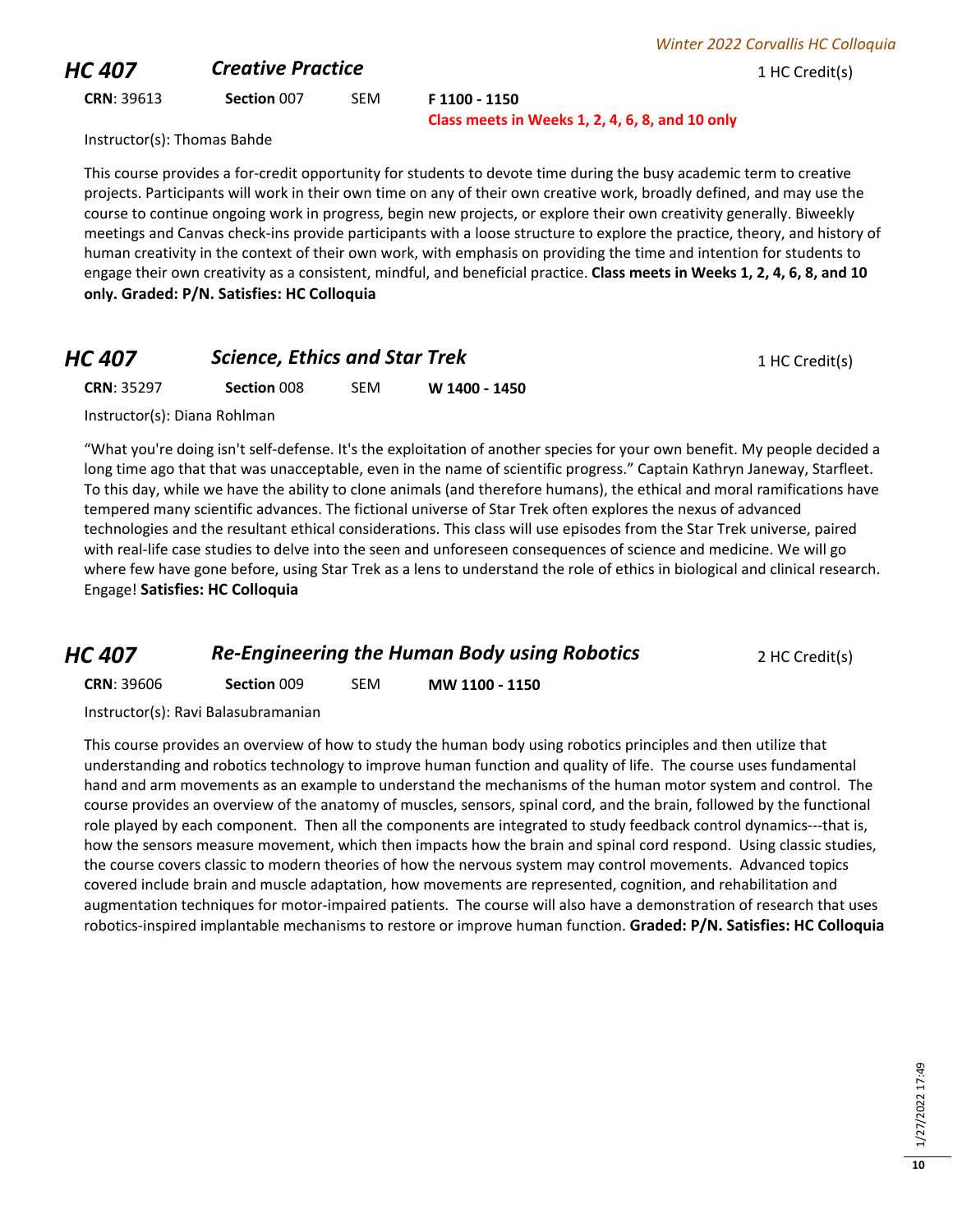## HC 407 — *Creative Practice*

1 HC Credit(s)

**CRN**: 39613 | **Section** 007 | SEM | **F 1100 - 1150**

**Class meets in Weeks 1, 2, 4, 6, 8, and 10 only**

Instructor(s): Thomas Bahde

This course provides a for-credit opportunity for students to devote time during the busy academic term to creative projects. Participants will work in their own time on any of their own creative work, broadly defined, and may use the course to continue ongoing work in progress, begin new projects, or explore their own creativity generally. Biweekly meetings and Canvas check-ins provide participants with a loose structure to explore the practice, theory, and history of human creativity in the context of their own work, with emphasis on providing the time and intention for students to engage their own creativity as a consistent, mindful, and beneficial practice. **Class meets in Weeks 1, 2, 4, 6, 8, and 10 only. Graded: P/N. Satisfies: HC Colloquia**

## HC 407 — *Science, Ethics and Star Trek*

1 HC Credit(s)

**CRN**: 35297 | **Section** 008 | SEM | **W 1400 - 1450**

Instructor(s): Diana Rohlman

"What you're doing isn't self-defense. It's the exploitation of another species for your own benefit. My people decided a long time ago that that was unacceptable, even in the name of scientific progress." Captain Kathryn Janeway, Starfleet. To this day, while we have the ability to clone animals (and therefore humans), the ethical and moral ramifications have tempered many scientific advances. The fictional universe of Star Trek often explores the nexus of advanced technologies and the resultant ethical considerations. This class will use episodes from the Star Trek universe, paired with real-life case studies to delve into the seen and unforeseen consequences of science and medicine. We will go where few have gone before, using Star Trek as a lens to understand the role of ethics in biological and clinical research. Engage! **Satisfies: HC Colloquia**

## HC 407 — *Re-Engineering the Human Body using Robotics*

2 HC Credit(s)

**CRN**: 39606 | **Section** 009 | SEM | **MW 1100 - 1150**

Instructor(s): Ravi Balasubramanian

This course provides an overview of how to study the human body using robotics principles and then utilize that understanding and robotics technology to improve human function and quality of life. The course uses fundamental hand and arm movements as an example to understand the mechanisms of the human motor system and control. The course provides an overview of the anatomy of muscles, sensors, spinal cord, and the brain, followed by the functional role played by each component. Then all the components are integrated to study feedback control dynamics---that is, how the sensors measure movement, which then impacts how the brain and spinal cord respond. Using classic studies, the course covers classic to modern theories of how the nervous system may control movements. Advanced topics covered include brain and muscle adaptation, how movements are represented, cognition, and rehabilitation and augmentation techniques for motor-impaired patients. The course will also have a demonstration of research that uses robotics-inspired implantable mechanisms to restore or improve human function. **Graded: P/N. Satisfies: HC Colloquia**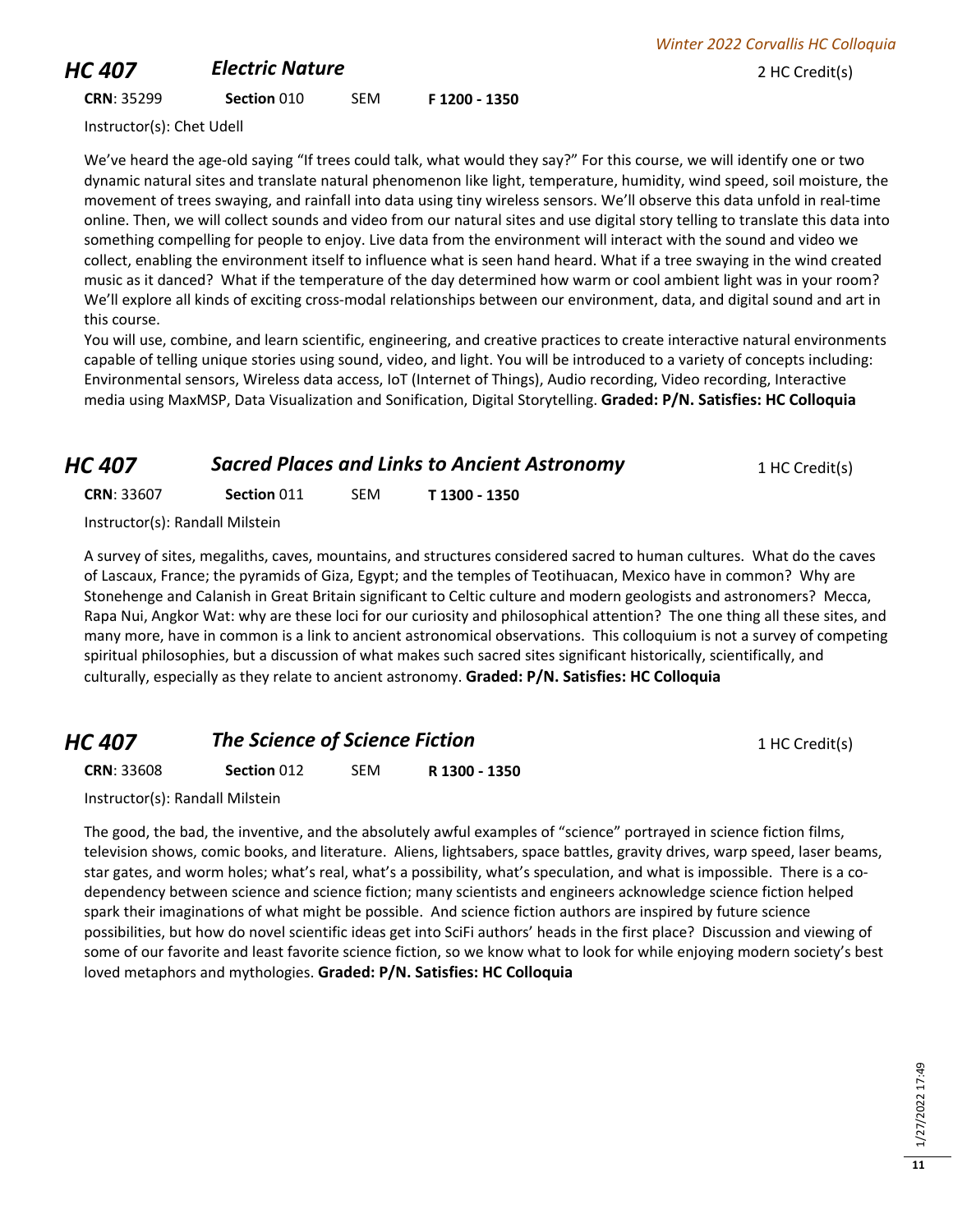## HC 407 *Electric Nature*

2 HC Credit(s)

**CRN**: 35299 **Section** 010 SEM **F 1200 - 1350**

Instructor(s): Chet Udell

We've heard the age-old saying "If trees could talk, what would they say?" For this course, we will identify one or two dynamic natural sites and translate natural phenomenon like light, temperature, humidity, wind speed, soil moisture, the movement of trees swaying, and rainfall into data using tiny wireless sensors. We'll observe this data unfold in real-time online. Then, we will collect sounds and video from our natural sites and use digital story telling to translate this data into something compelling for people to enjoy. Live data from the environment will interact with the sound and video we collect, enabling the environment itself to influence what is seen hand heard. What if a tree swaying in the wind created music as it danced? What if the temperature of the day determined how warm or cool ambient light was in your room? We'll explore all kinds of exciting cross-modal relationships between our environment, data, and digital sound and art in this course.

You will use, combine, and learn scientific, engineering, and creative practices to create interactive natural environments capable of telling unique stories using sound, video, and light. You will be introduced to a variety of concepts including: Environmental sensors, Wireless data access, IoT (Internet of Things), Audio recording, Video recording, Interactive media using MaxMSP, Data Visualization and Sonification, Digital Storytelling. **Graded: P/N. Satisfies: HC Colloquia**

## HC 407 *Sacred Places and Links to Ancient Astronomy*

1 HC Credit(s)

**CRN**: 33607 **Section** 011 SEM **T 1300 - 1350**

Instructor(s): Randall Milstein

A survey of sites, megaliths, caves, mountains, and structures considered sacred to human cultures. What do the caves of Lascaux, France; the pyramids of Giza, Egypt; and the temples of Teotihuacan, Mexico have in common? Why are Stonehenge and Calanish in Great Britain significant to Celtic culture and modern geologists and astronomers? Mecca, Rapa Nui, Angkor Wat: why are these loci for our curiosity and philosophical attention? The one thing all these sites, and many more, have in common is a link to ancient astronomical observations. This colloquium is not a survey of competing spiritual philosophies, but a discussion of what makes such sacred sites significant historically, scientifically, and culturally, especially as they relate to ancient astronomy. **Graded: P/N. Satisfies: HC Colloquia**

## HC 407 *The Science of Science Fiction*

1 HC Credit(s)

**CRN**: 33608 **Section** 012 SEM **R 1300 - 1350**

Instructor(s): Randall Milstein

The good, the bad, the inventive, and the absolutely awful examples of "science" portrayed in science fiction films, television shows, comic books, and literature. Aliens, lightsabers, space battles, gravity drives, warp speed, laser beams, star gates, and worm holes; what's real, what's a possibility, what's speculation, and what is impossible. There is a co-dependency between science and science fiction; many scientists and engineers acknowledge science fiction helped spark their imaginations of what might be possible. And science fiction authors are inspired by future science possibilities, but how do novel scientific ideas get into SciFi authors' heads in the first place? Discussion and viewing of some of our favorite and least favorite science fiction, so we know what to look for while enjoying modern society's best loved metaphors and mythologies. **Graded: P/N. Satisfies: HC Colloquia**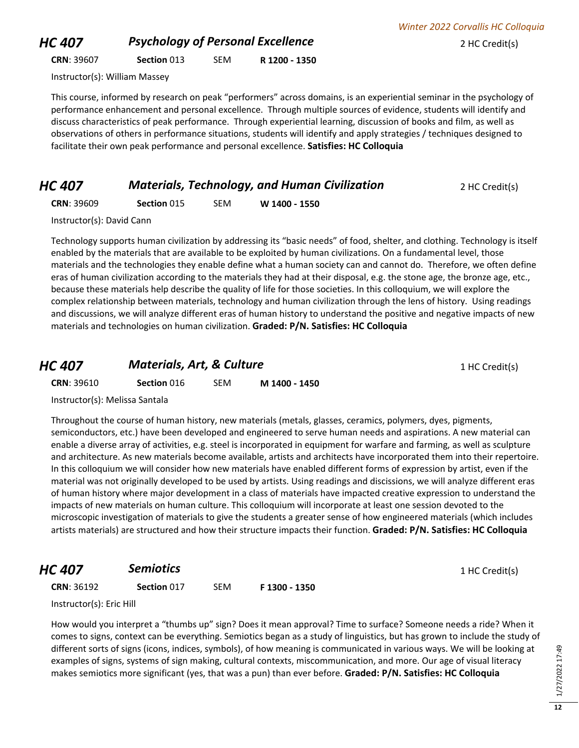## HC 407 *Psychology of Personal Excellence* 2 HC Credit(s)

**CRN**: 39607 **Section** 013 SEM **R 1200 - 1350**

Instructor(s): William Massey

This course, informed by research on peak "performers" across domains, is an experiential seminar in the psychology of performance enhancement and personal excellence. Through multiple sources of evidence, students will identify and discuss characteristics of peak performance. Through experiential learning, discussion of books and film, as well as observations of others in performance situations, students will identify and apply strategies / techniques designed to facilitate their own peak performance and personal excellence. **Satisfies: HC Colloquia**

## HC 407 *Materials, Technology, and Human Civilization* 2 HC Credit(s)

**CRN**: 39609 **Section** 015 SEM **W 1400 - 1550**

Instructor(s): David Cann

Technology supports human civilization by addressing its "basic needs" of food, shelter, and clothing. Technology is itself enabled by the materials that are available to be exploited by human civilizations. On a fundamental level, those materials and the technologies they enable define what a human society can and cannot do. Therefore, we often define eras of human civilization according to the materials they had at their disposal, e.g. the stone age, the bronze age, etc., because these materials help describe the quality of life for those societies. In this colloquium, we will explore the complex relationship between materials, technology and human civilization through the lens of history. Using readings and discussions, we will analyze different eras of human history to understand the positive and negative impacts of new materials and technologies on human civilization. **Graded: P/N. Satisfies: HC Colloquia**

## HC 407 *Materials, Art, & Culture* 1 HC Credit(s)

**CRN**: 39610 **Section** 016 SEM **M 1400 - 1450**

Instructor(s): Melissa Santala

Throughout the course of human history, new materials (metals, glasses, ceramics, polymers, dyes, pigments, semiconductors, etc.) have been developed and engineered to serve human needs and aspirations. A new material can enable a diverse array of activities, e.g. steel is incorporated in equipment for warfare and farming, as well as sculpture and architecture. As new materials become available, artists and architects have incorporated them into their repertoire. In this colloquium we will consider how new materials have enabled different forms of expression by artist, even if the material was not originally developed to be used by artists. Using readings and discussions, we will analyze different eras of human history where major development in a class of materials have impacted creative expression to understand the impacts of new materials on human culture. This colloquium will incorporate at least one session devoted to the microscopic investigation of materials to give the students a greater sense of how engineered materials (which includes artists materials) are structured and how their structure impacts their function. **Graded: P/N. Satisfies: HC Colloquia**

## HC 407 *Semiotics* 1 HC Credit(s)

**CRN**: 36192 **Section** 017 SEM **F 1300 - 1350**

Instructor(s): Eric Hill

How would you interpret a "thumbs up" sign? Does it mean approval? Time to surface? Someone needs a ride? When it comes to signs, context can be everything. Semiotics began as a study of linguistics, but has grown to include the study of different sorts of signs (icons, indices, symbols), of how meaning is communicated in various ways. We will be looking at examples of signs, systems of sign making, cultural contexts, miscommunication, and more. Our age of visual literacy makes semiotics more significant (yes, that was a pun) than ever before. **Graded: P/N. Satisfies: HC Colloquia**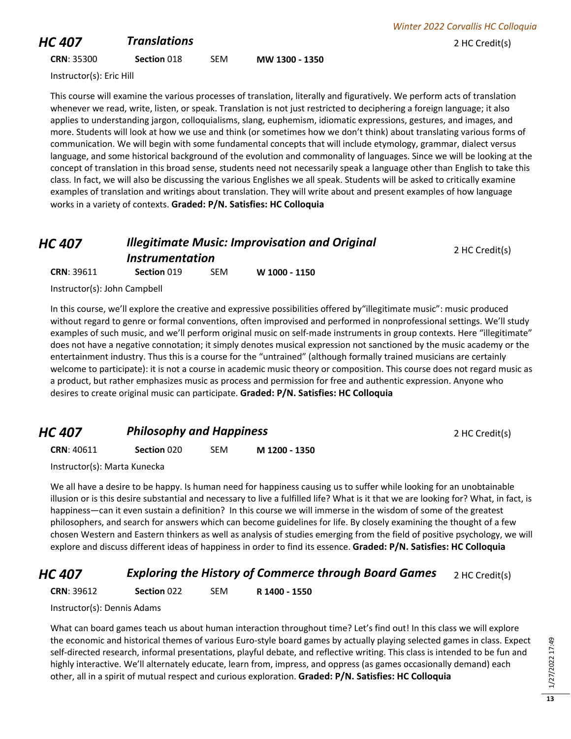## HC 407 *Translations*

2 HC Credit(s)

**CRN**: 35300 **Section** 018 SEM **MW 1300 - 1350**

Instructor(s): Eric Hill

This course will examine the various processes of translation, literally and figuratively. We perform acts of translation whenever we read, write, listen, or speak. Translation is not just restricted to deciphering a foreign language; it also applies to understanding jargon, colloquialisms, slang, euphemism, idiomatic expressions, gestures, and images, and more. Students will look at how we use and think (or sometimes how we don't think) about translating various forms of communication. We will begin with some fundamental concepts that will include etymology, grammar, dialect versus language, and some historical background of the evolution and commonality of languages. Since we will be looking at the concept of translation in this broad sense, students need not necessarily speak a language other than English to take this class. In fact, we will also be discussing the various Englishes we all speak. Students will be asked to critically examine examples of translation and writings about translation. They will write about and present examples of how language works in a variety of contexts. **Graded: P/N. Satisfies: HC Colloquia**

## HC 407 *Illegitimate Music: Improvisation and Original Instrumentation*

2 HC Credit(s)

**CRN**: 39611 **Section** 019 SEM **W 1000 - 1150**

Instructor(s): John Campbell

In this course, we'll explore the creative and expressive possibilities offered by"illegitimate music": music produced without regard to genre or formal conventions, often improvised and performed in nonprofessional settings. We'll study examples of such music, and we'll perform original music on self-made instruments in group contexts. Here "illegitimate" does not have a negative connotation; it simply denotes musical expression not sanctioned by the music academy or the entertainment industry. Thus this is a course for the "untrained" (although formally trained musicians are certainly welcome to participate): it is not a course in academic music theory or composition. This course does not regard music as a product, but rather emphasizes music as process and permission for free and authentic expression. Anyone who desires to create original music can participate. **Graded: P/N. Satisfies: HC Colloquia**

## HC 407 *Philosophy and Happiness*

2 HC Credit(s)

**CRN**: 40611 **Section** 020 SEM **M 1200 - 1350**

Instructor(s): Marta Kunecka

We all have a desire to be happy. Is human need for happiness causing us to suffer while looking for an unobtainable illusion or is this desire substantial and necessary to live a fulfilled life? What is it that we are looking for? What, in fact, is happiness—can it even sustain a definition? In this course we will immerse in the wisdom of some of the greatest philosophers, and search for answers which can become guidelines for life. By closely examining the thought of a few chosen Western and Eastern thinkers as well as analysis of studies emerging from the field of positive psychology, we will explore and discuss different ideas of happiness in order to find its essence. **Graded: P/N. Satisfies: HC Colloquia**

## HC 407 *Exploring the History of Commerce through Board Games*

2 HC Credit(s)

**CRN**: 39612 **Section** 022 SEM **R 1400 - 1550**

Instructor(s): Dennis Adams

What can board games teach us about human interaction throughout time? Let's find out! In this class we will explore the economic and historical themes of various Euro-style board games by actually playing selected games in class. Expect self-directed research, informal presentations, playful debate, and reflective writing. This class is intended to be fun and highly interactive. We'll alternately educate, learn from, impress, and oppress (as games occasionally demand) each other, all in a spirit of mutual respect and curious exploration. **Graded: P/N. Satisfies: HC Colloquia**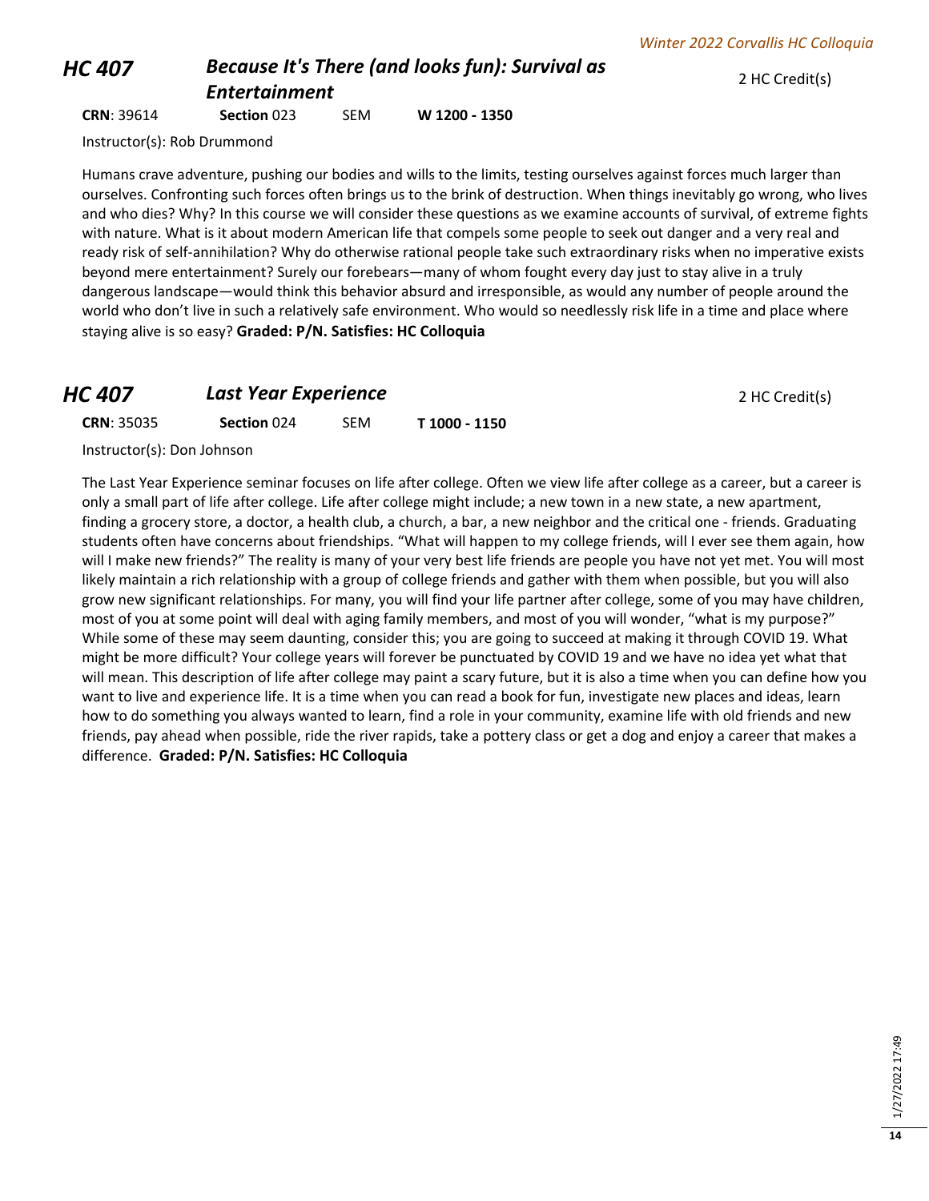## HC 407 — *Because It's There (and looks fun): Survival as Entertainment*

2 HC Credit(s)

**CRN**: 39614 **Section** 023 SEM **W 1200 - 1350**

Instructor(s): Rob Drummond

Humans crave adventure, pushing our bodies and wills to the limits, testing ourselves against forces much larger than ourselves. Confronting such forces often brings us to the brink of destruction. When things inevitably go wrong, who lives and who dies? Why? In this course we will consider these questions as we examine accounts of survival, of extreme fights with nature. What is it about modern American life that compels some people to seek out danger and a very real and ready risk of self-annihilation? Why do otherwise rational people take such extraordinary risks when no imperative exists beyond mere entertainment? Surely our forebears—many of whom fought every day just to stay alive in a truly dangerous landscape—would think this behavior absurd and irresponsible, as would any number of people around the world who don't live in such a relatively safe environment. Who would so needlessly risk life in a time and place where staying alive is so easy? **Graded: P/N. Satisfies: HC Colloquia**

## HC 407 — *Last Year Experience*

2 HC Credit(s)

**CRN**: 35035 **Section** 024 SEM **T 1000 - 1150**

Instructor(s): Don Johnson

The Last Year Experience seminar focuses on life after college. Often we view life after college as a career, but a career is only a small part of life after college. Life after college might include; a new town in a new state, a new apartment, finding a grocery store, a doctor, a health club, a church, a bar, a new neighbor and the critical one - friends. Graduating students often have concerns about friendships. "What will happen to my college friends, will I ever see them again, how will I make new friends?" The reality is many of your very best life friends are people you have not yet met. You will most likely maintain a rich relationship with a group of college friends and gather with them when possible, but you will also grow new significant relationships. For many, you will find your life partner after college, some of you may have children, most of you at some point will deal with aging family members, and most of you will wonder, "what is my purpose?" While some of these may seem daunting, consider this; you are going to succeed at making it through COVID 19. What might be more difficult? Your college years will forever be punctuated by COVID 19 and we have no idea yet what that will mean. This description of life after college may paint a scary future, but it is also a time when you can define how you want to live and experience life. It is a time when you can read a book for fun, investigate new places and ideas, learn how to do something you always wanted to learn, find a role in your community, examine life with old friends and new friends, pay ahead when possible, ride the river rapids, take a pottery class or get a dog and enjoy a career that makes a difference. **Graded: P/N. Satisfies: HC Colloquia**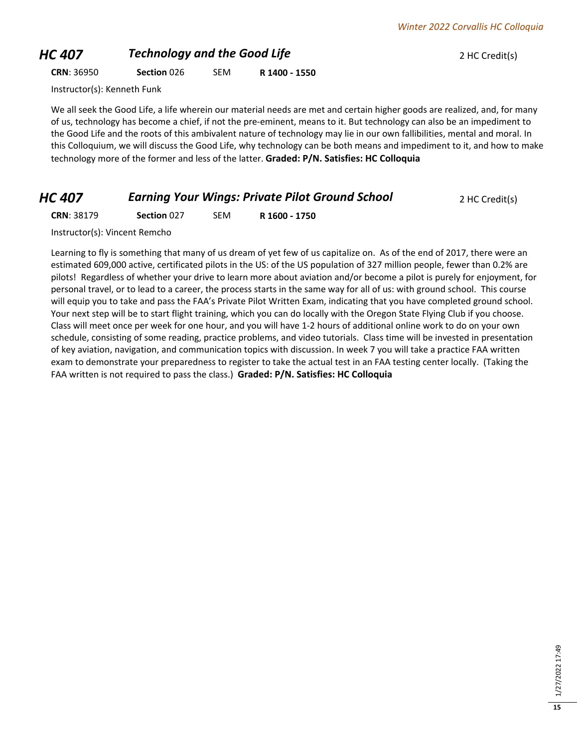## HC 407 *Technology and the Good Life* 2 HC Credit(s)

**CRN**: 36950 **Section** 026 SEM **R 1400 - 1550**

Instructor(s): Kenneth Funk

We all seek the Good Life, a life wherein our material needs are met and certain higher goods are realized, and, for many of us, technology has become a chief, if not the pre-eminent, means to it. But technology can also be an impediment to the Good Life and the roots of this ambivalent nature of technology may lie in our own fallibilities, mental and moral. In this Colloquium, we will discuss the Good Life, why technology can be both means and impediment to it, and how to make technology more of the former and less of the latter. **Graded: P/N. Satisfies: HC Colloquia**

## HC 407 *Earning Your Wings: Private Pilot Ground School* 2 HC Credit(s)

**CRN**: 38179 **Section** 027 SEM **R 1600 - 1750**

Instructor(s): Vincent Remcho

Learning to fly is something that many of us dream of yet few of us capitalize on. As of the end of 2017, there were an estimated 609,000 active, certificated pilots in the US: of the US population of 327 million people, fewer than 0.2% are pilots! Regardless of whether your drive to learn more about aviation and/or become a pilot is purely for enjoyment, for personal travel, or to lead to a career, the process starts in the same way for all of us: with ground school. This course will equip you to take and pass the FAA's Private Pilot Written Exam, indicating that you have completed ground school. Your next step will be to start flight training, which you can do locally with the Oregon State Flying Club if you choose. Class will meet once per week for one hour, and you will have 1-2 hours of additional online work to do on your own schedule, consisting of some reading, practice problems, and video tutorials. Class time will be invested in presentation of key aviation, navigation, and communication topics with discussion. In week 7 you will take a practice FAA written exam to demonstrate your preparedness to register to take the actual test in an FAA testing center locally. (Taking the FAA written is not required to pass the class.) **Graded: P/N. Satisfies: HC Colloquia**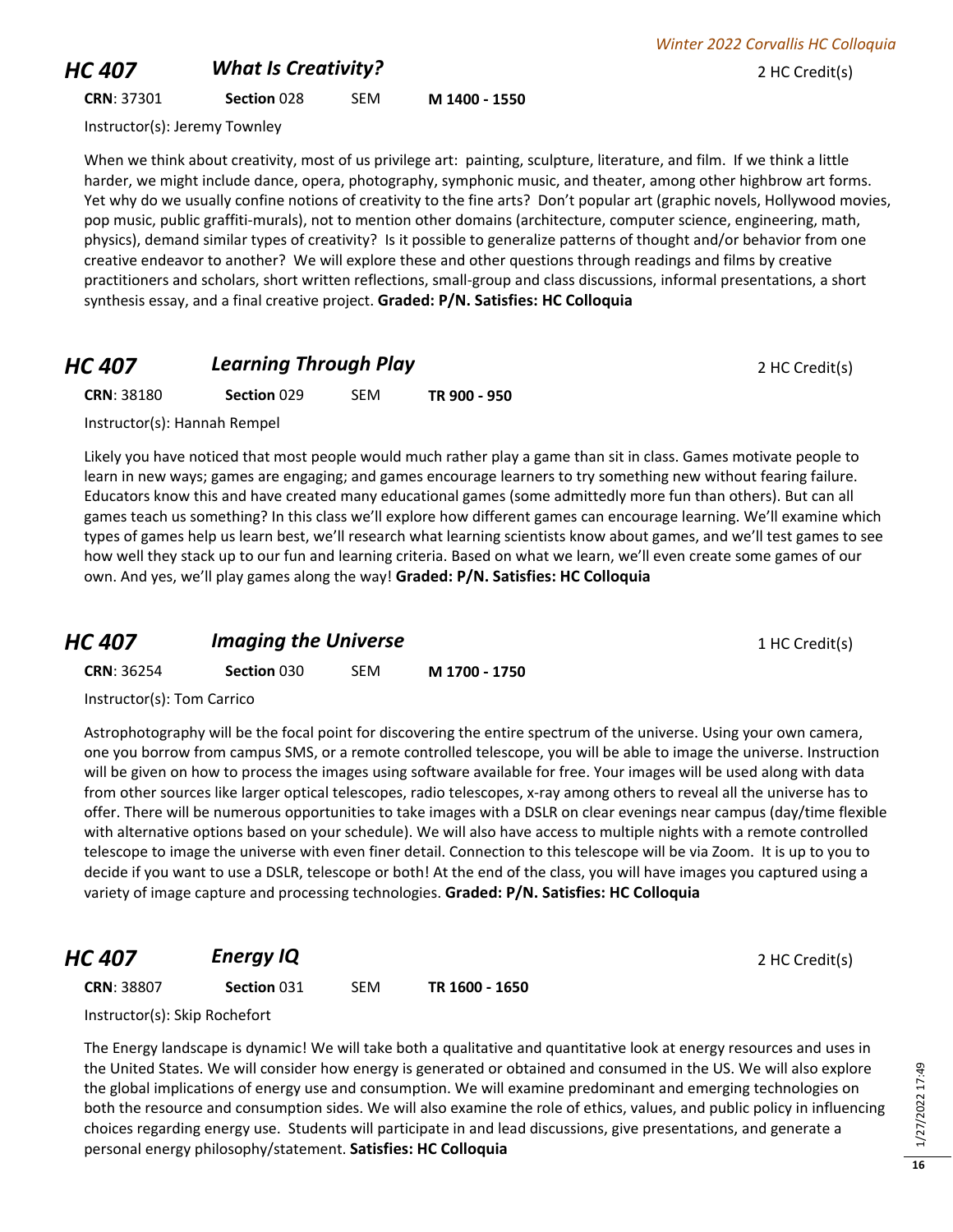## HC 407 *What Is Creativity?* — 2 HC Credit(s)

**CRN**: 37301 **Section** 028 SEM **M 1400 - 1550**

Instructor(s): Jeremy Townley

When we think about creativity, most of us privilege art: painting, sculpture, literature, and film. If we think a little harder, we might include dance, opera, photography, symphonic music, and theater, among other highbrow art forms. Yet why do we usually confine notions of creativity to the fine arts? Don't popular art (graphic novels, Hollywood movies, pop music, public graffiti-murals), not to mention other domains (architecture, computer science, engineering, math, physics), demand similar types of creativity? Is it possible to generalize patterns of thought and/or behavior from one creative endeavor to another? We will explore these and other questions through readings and films by creative practitioners and scholars, short written reflections, small-group and class discussions, informal presentations, a short synthesis essay, and a final creative project. **Graded: P/N. Satisfies: HC Colloquia**

## HC 407 *Learning Through Play* — 2 HC Credit(s)

**CRN**: 38180 **Section** 029 SEM **TR 900 - 950**

Instructor(s): Hannah Rempel

Likely you have noticed that most people would much rather play a game than sit in class. Games motivate people to learn in new ways; games are engaging; and games encourage learners to try something new without fearing failure. Educators know this and have created many educational games (some admittedly more fun than others). But can all games teach us something? In this class we'll explore how different games can encourage learning. We'll examine which types of games help us learn best, we'll research what learning scientists know about games, and we'll test games to see how well they stack up to our fun and learning criteria. Based on what we learn, we'll even create some games of our own. And yes, we'll play games along the way! **Graded: P/N. Satisfies: HC Colloquia**

## HC 407 *Imaging the Universe* — 1 HC Credit(s)

**CRN**: 36254 **Section** 030 SEM **M 1700 - 1750**

Instructor(s): Tom Carrico

Astrophotography will be the focal point for discovering the entire spectrum of the universe. Using your own camera, one you borrow from campus SMS, or a remote controlled telescope, you will be able to image the universe. Instruction will be given on how to process the images using software available for free. Your images will be used along with data from other sources like larger optical telescopes, radio telescopes, x-ray among others to reveal all the universe has to offer. There will be numerous opportunities to take images with a DSLR on clear evenings near campus (day/time flexible with alternative options based on your schedule). We will also have access to multiple nights with a remote controlled telescope to image the universe with even finer detail. Connection to this telescope will be via Zoom. It is up to you to decide if you want to use a DSLR, telescope or both! At the end of the class, you will have images you captured using a variety of image capture and processing technologies. **Graded: P/N. Satisfies: HC Colloquia**

## HC 407 *Energy IQ* — 2 HC Credit(s)

**CRN**: 38807 **Section** 031 SEM **TR 1600 - 1650**

Instructor(s): Skip Rochefort

The Energy landscape is dynamic! We will take both a qualitative and quantitative look at energy resources and uses in the United States. We will consider how energy is generated or obtained and consumed in the US. We will also explore the global implications of energy use and consumption. We will examine predominant and emerging technologies on both the resource and consumption sides. We will also examine the role of ethics, values, and public policy in influencing choices regarding energy use. Students will participate in and lead discussions, give presentations, and generate a personal energy philosophy/statement. **Satisfies: HC Colloquia**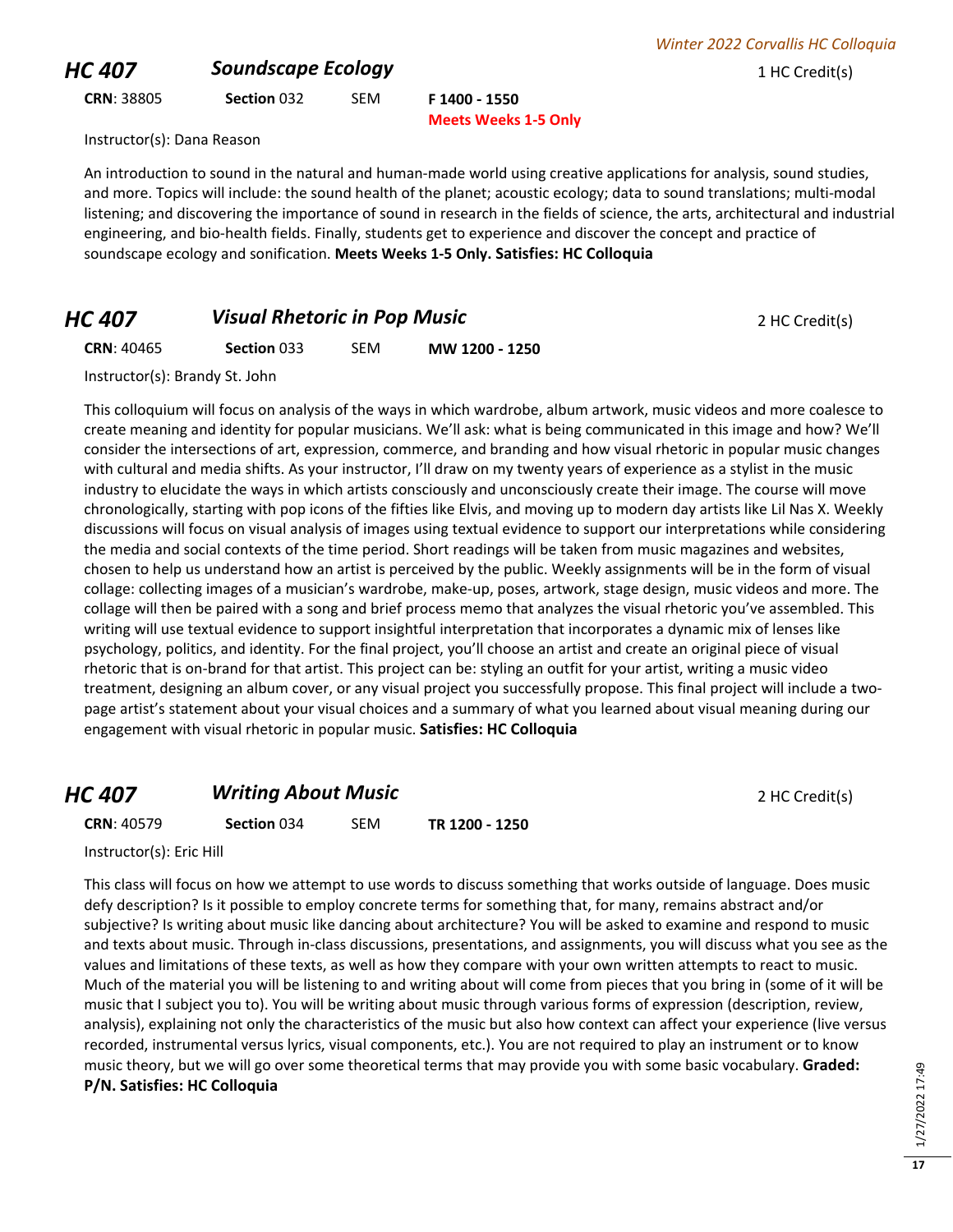## HC 407 *Soundscape Ecology*

1 HC Credit(s)

**CRN**: 38805 **Section** 032 SEM **F 1400 - 1550**
**Meets Weeks 1-5 Only**

Instructor(s): Dana Reason

An introduction to sound in the natural and human-made world using creative applications for analysis, sound studies, and more. Topics will include: the sound health of the planet; acoustic ecology; data to sound translations; multi-modal listening; and discovering the importance of sound in research in the fields of science, the arts, architectural and industrial engineering, and bio-health fields. Finally, students get to experience and discover the concept and practice of soundscape ecology and sonification. **Meets Weeks 1-5 Only. Satisfies: HC Colloquia**

## HC 407 *Visual Rhetoric in Pop Music*

2 HC Credit(s)

**CRN**: 40465 **Section** 033 SEM **MW 1200 - 1250**

Instructor(s): Brandy St. John

This colloquium will focus on analysis of the ways in which wardrobe, album artwork, music videos and more coalesce to create meaning and identity for popular musicians. We'll ask: what is being communicated in this image and how? We'll consider the intersections of art, expression, commerce, and branding and how visual rhetoric in popular music changes with cultural and media shifts. As your instructor, I'll draw on my twenty years of experience as a stylist in the music industry to elucidate the ways in which artists consciously and unconsciously create their image. The course will move chronologically, starting with pop icons of the fifties like Elvis, and moving up to modern day artists like Lil Nas X. Weekly discussions will focus on visual analysis of images using textual evidence to support our interpretations while considering the media and social contexts of the time period. Short readings will be taken from music magazines and websites, chosen to help us understand how an artist is perceived by the public. Weekly assignments will be in the form of visual collage: collecting images of a musician's wardrobe, make-up, poses, artwork, stage design, music videos and more. The collage will then be paired with a song and brief process memo that analyzes the visual rhetoric you've assembled. This writing will use textual evidence to support insightful interpretation that incorporates a dynamic mix of lenses like psychology, politics, and identity. For the final project, you'll choose an artist and create an original piece of visual rhetoric that is on-brand for that artist. This project can be: styling an outfit for your artist, writing a music video treatment, designing an album cover, or any visual project you successfully propose. This final project will include a two-page artist's statement about your visual choices and a summary of what you learned about visual meaning during our engagement with visual rhetoric in popular music. **Satisfies: HC Colloquia**

## HC 407 *Writing About Music*

2 HC Credit(s)

**CRN**: 40579 **Section** 034 SEM **TR 1200 - 1250**

Instructor(s): Eric Hill

This class will focus on how we attempt to use words to discuss something that works outside of language. Does music defy description? Is it possible to employ concrete terms for something that, for many, remains abstract and/or subjective? Is writing about music like dancing about architecture? You will be asked to examine and respond to music and texts about music. Through in-class discussions, presentations, and assignments, you will discuss what you see as the values and limitations of these texts, as well as how they compare with your own written attempts to react to music. Much of the material you will be listening to and writing about will come from pieces that you bring in (some of it will be music that I subject you to). You will be writing about music through various forms of expression (description, review, analysis), explaining not only the characteristics of the music but also how context can affect your experience (live versus recorded, instrumental versus lyrics, visual components, etc.). You are not required to play an instrument or to know music theory, but we will go over some theoretical terms that may provide you with some basic vocabulary. **Graded: P/N. Satisfies: HC Colloquia**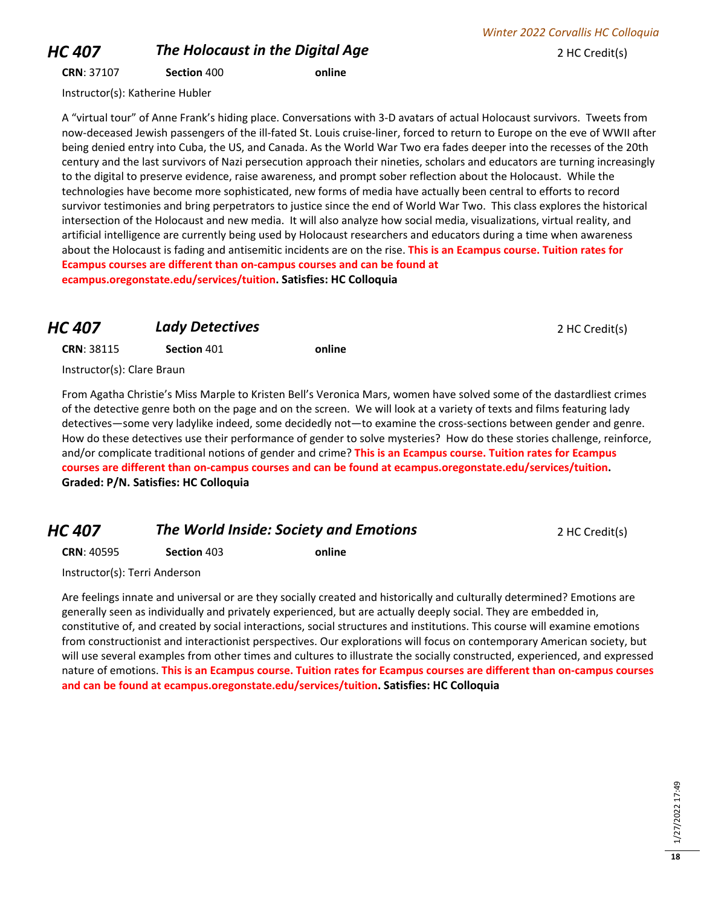## HC 407 — *The Holocaust in the Digital Age*

2 HC Credit(s)

**CRN**: 37107 **Section** 400 **online**

Instructor(s): Katherine Hubler

A "virtual tour" of Anne Frank's hiding place. Conversations with 3-D avatars of actual Holocaust survivors. Tweets from now-deceased Jewish passengers of the ill-fated St. Louis cruise-liner, forced to return to Europe on the eve of WWII after being denied entry into Cuba, the US, and Canada. As the World War Two era fades deeper into the recesses of the 20th century and the last survivors of Nazi persecution approach their nineties, scholars and educators are turning increasingly to the digital to preserve evidence, raise awareness, and prompt sober reflection about the Holocaust. While the technologies have become more sophisticated, new forms of media have actually been central to efforts to record survivor testimonies and bring perpetrators to justice since the end of World War Two. This class explores the historical intersection of the Holocaust and new media. It will also analyze how social media, visualizations, virtual reality, and artificial intelligence are currently being used by Holocaust researchers and educators during a time when awareness about the Holocaust is fading and antisemitic incidents are on the rise. **This is an Ecampus course. Tuition rates for Ecampus courses are different than on-campus courses and can be found at ecampus.oregonstate.edu/services/tuition. Satisfies: HC Colloquia**

## HC 407 — *Lady Detectives*

2 HC Credit(s)

**CRN**: 38115 **Section** 401 **online**

Instructor(s): Clare Braun

From Agatha Christie's Miss Marple to Kristen Bell's Veronica Mars, women have solved some of the dastardliest crimes of the detective genre both on the page and on the screen. We will look at a variety of texts and films featuring lady detectives—some very ladylike indeed, some decidedly not—to examine the cross-sections between gender and genre. How do these detectives use their performance of gender to solve mysteries? How do these stories challenge, reinforce, and/or complicate traditional notions of gender and crime? **This is an Ecampus course. Tuition rates for Ecampus courses are different than on-campus courses and can be found at ecampus.oregonstate.edu/services/tuition. Graded: P/N. Satisfies: HC Colloquia**

## HC 407 — *The World Inside: Society and Emotions*

2 HC Credit(s)

**CRN**: 40595 **Section** 403 **online**

Instructor(s): Terri Anderson

Are feelings innate and universal or are they socially created and historically and culturally determined? Emotions are generally seen as individually and privately experienced, but are actually deeply social. They are embedded in, constitutive of, and created by social interactions, social structures and institutions. This course will examine emotions from constructionist and interactionist perspectives. Our explorations will focus on contemporary American society, but will use several examples from other times and cultures to illustrate the socially constructed, experienced, and expressed nature of emotions. **This is an Ecampus course. Tuition rates for Ecampus courses are different than on-campus courses and can be found at ecampus.oregonstate.edu/services/tuition. Satisfies: HC Colloquia**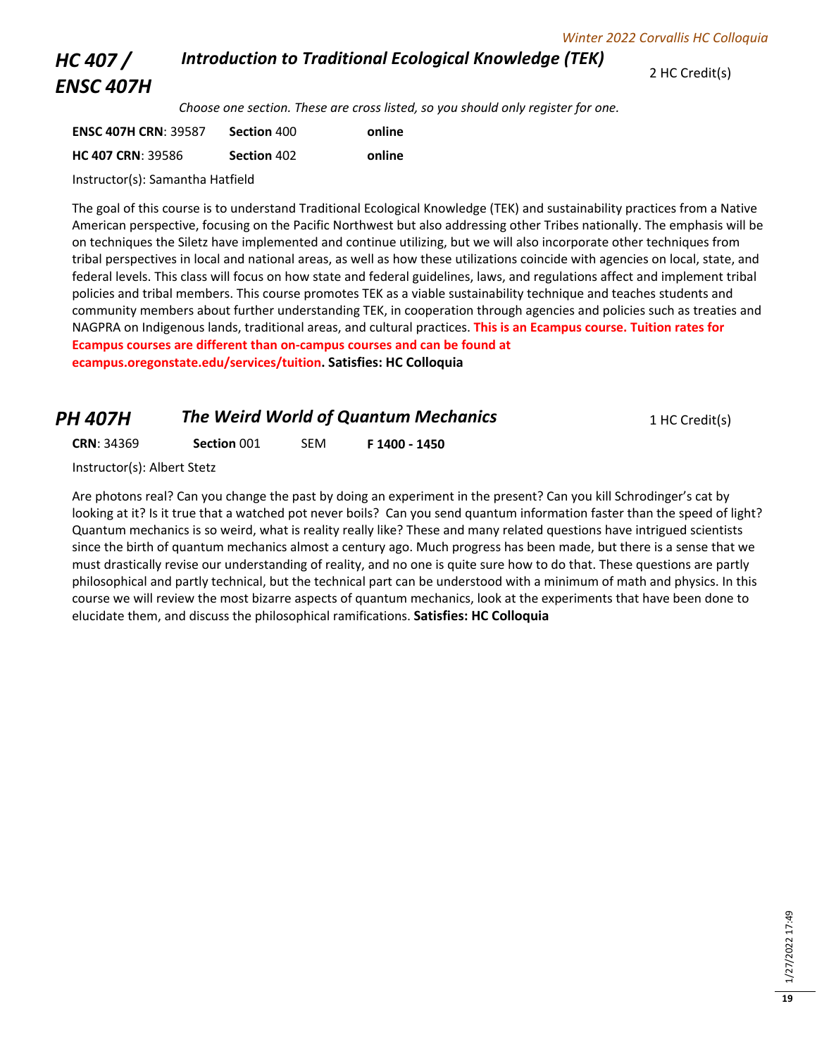## HC 407 / ENSC 407H — *Introduction to Traditional Ecological Knowledge (TEK)*

2 HC Credit(s)

*Choose one section. These are cross listed, so you should only register for one.*

| | | |
|---|---|---|
| **ENSC 407H CRN**: 39587 | **Section** 400 | **online** |
| **HC 407 CRN**: 39586 | **Section** 402 | **online** |

Instructor(s): Samantha Hatfield

The goal of this course is to understand Traditional Ecological Knowledge (TEK) and sustainability practices from a Native American perspective, focusing on the Pacific Northwest but also addressing other Tribes nationally. The emphasis will be on techniques the Siletz have implemented and continue utilizing, but we will also incorporate other techniques from tribal perspectives in local and national areas, as well as how these utilizations coincide with agencies on local, state, and federal levels. This class will focus on how state and federal guidelines, laws, and regulations affect and implement tribal policies and tribal members. This course promotes TEK as a viable sustainability technique and teaches students and community members about further understanding TEK, in cooperation through agencies and policies such as treaties and NAGPRA on Indigenous lands, traditional areas, and cultural practices. **This is an Ecampus course. Tuition rates for Ecampus courses are different than on-campus courses and can be found at ecampus.oregonstate.edu/services/tuition. Satisfies: HC Colloquia**

## PH 407H — *The Weird World of Quantum Mechanics*

1 HC Credit(s)

| | | | |
|---|---|---|---|
| **CRN**: 34369 | **Section** 001 | SEM | **F 1400 - 1450** |

Instructor(s): Albert Stetz

Are photons real? Can you change the past by doing an experiment in the present? Can you kill Schrodinger's cat by looking at it? Is it true that a watched pot never boils? Can you send quantum information faster than the speed of light? Quantum mechanics is so weird, what is reality really like? These and many related questions have intrigued scientists since the birth of quantum mechanics almost a century ago. Much progress has been made, but there is a sense that we must drastically revise our understanding of reality, and no one is quite sure how to do that. These questions are partly philosophical and partly technical, but the technical part can be understood with a minimum of math and physics. In this course we will review the most bizarre aspects of quantum mechanics, look at the experiments that have been done to elucidate them, and discuss the philosophical ramifications. **Satisfies: HC Colloquia**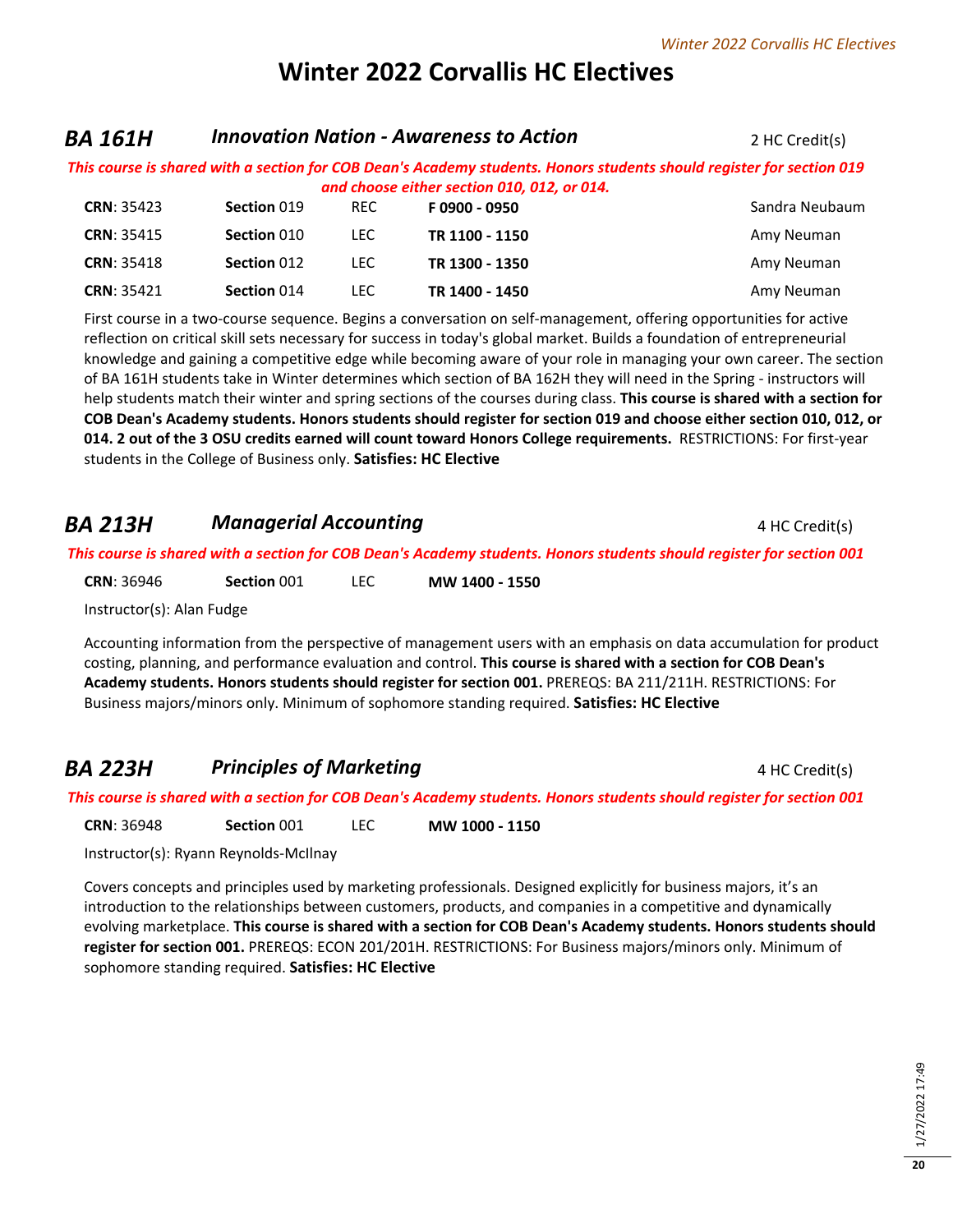# Winter 2022 Corvallis HC Electives

## BA 161H — *Innovation Nation - Awareness to Action* — 2 HC Credit(s)

***This course is shared with a section for COB Dean's Academy students. Honors students should register for section 019 and choose either section 010, 012, or 014.***

| CRN | Section | Type | Time | Instructor |
|---|---|---|---|---|
| **CRN**: 35423 | **Section** 019 | REC | **F 0900 - 0950** | Sandra Neubaum |
| **CRN**: 35415 | **Section** 010 | LEC | **TR 1100 - 1150** | Amy Neuman |
| **CRN**: 35418 | **Section** 012 | LEC | **TR 1300 - 1350** | Amy Neuman |
| **CRN**: 35421 | **Section** 014 | LEC | **TR 1400 - 1450** | Amy Neuman |

First course in a two-course sequence. Begins a conversation on self-management, offering opportunities for active reflection on critical skill sets necessary for success in today's global market. Builds a foundation of entrepreneurial knowledge and gaining a competitive edge while becoming aware of your role in managing your own career. The section of BA 161H students take in Winter determines which section of BA 162H they will need in the Spring - instructors will help students match their winter and spring sections of the courses during class. **This course is shared with a section for COB Dean's Academy students. Honors students should register for section 019 and choose either section 010, 012, or 014. 2 out of the 3 OSU credits earned will count toward Honors College requirements.** RESTRICTIONS: For first-year students in the College of Business only. **Satisfies: HC Elective**

## BA 213H — *Managerial Accounting* — 4 HC Credit(s)

***This course is shared with a section for COB Dean's Academy students. Honors students should register for section 001***

**CRN**: 36946 — **Section** 001 — LEC — **MW 1400 - 1550**

Instructor(s): Alan Fudge

Accounting information from the perspective of management users with an emphasis on data accumulation for product costing, planning, and performance evaluation and control. **This course is shared with a section for COB Dean's Academy students. Honors students should register for section 001.** PREREQS: BA 211/211H. RESTRICTIONS: For Business majors/minors only. Minimum of sophomore standing required. **Satisfies: HC Elective**

## BA 223H — *Principles of Marketing* — 4 HC Credit(s)

***This course is shared with a section for COB Dean's Academy students. Honors students should register for section 001***

**CRN**: 36948 — **Section** 001 — LEC — **MW 1000 - 1150**

Instructor(s): Ryann Reynolds-McIlnay

Covers concepts and principles used by marketing professionals. Designed explicitly for business majors, it's an introduction to the relationships between customers, products, and companies in a competitive and dynamically evolving marketplace. **This course is shared with a section for COB Dean's Academy students. Honors students should register for section 001.** PREREQS: ECON 201/201H. RESTRICTIONS: For Business majors/minors only. Minimum of sophomore standing required. **Satisfies: HC Elective**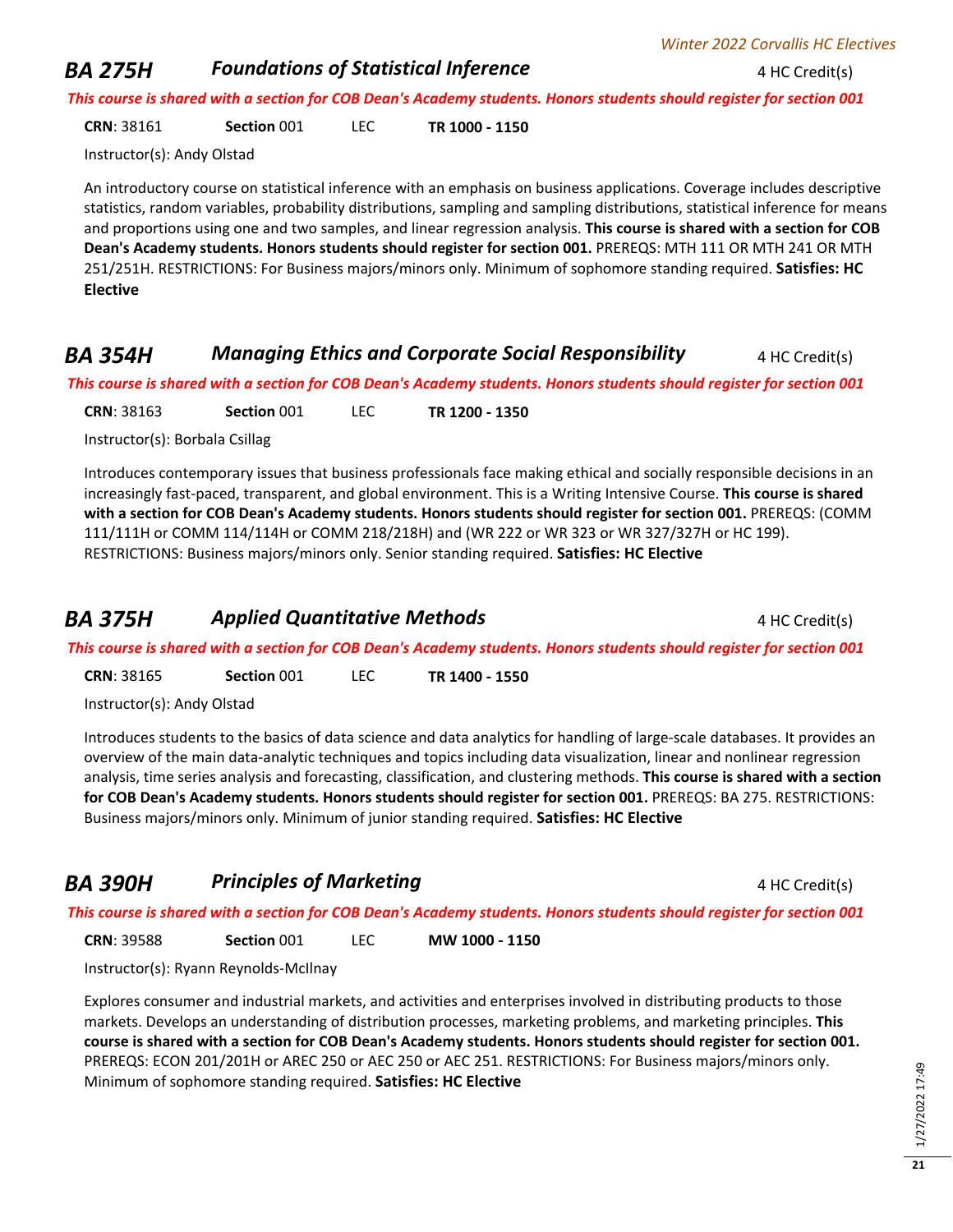## BA 275H — *Foundations of Statistical Inference* — 4 HC Credit(s)

***This course is shared with a section for COB Dean's Academy students. Honors students should register for section 001***

**CRN**: 38161 **Section** 001 LEC **TR 1000 - 1150**

Instructor(s): Andy Olstad

An introductory course on statistical inference with an emphasis on business applications. Coverage includes descriptive statistics, random variables, probability distributions, sampling and sampling distributions, statistical inference for means and proportions using one and two samples, and linear regression analysis. **This course is shared with a section for COB Dean's Academy students. Honors students should register for section 001.** PREREQS: MTH 111 OR MTH 241 OR MTH 251/251H. RESTRICTIONS: For Business majors/minors only. Minimum of sophomore standing required. **Satisfies: HC Elective**

## BA 354H — *Managing Ethics and Corporate Social Responsibility* — 4 HC Credit(s)

***This course is shared with a section for COB Dean's Academy students. Honors students should register for section 001***

**CRN**: 38163 **Section** 001 LEC **TR 1200 - 1350**

Instructor(s): Borbala Csillag

Introduces contemporary issues that business professionals face making ethical and socially responsible decisions in an increasingly fast-paced, transparent, and global environment. This is a Writing Intensive Course. **This course is shared with a section for COB Dean's Academy students. Honors students should register for section 001.** PREREQS: (COMM 111/111H or COMM 114/114H or COMM 218/218H) and (WR 222 or WR 323 or WR 327/327H or HC 199). RESTRICTIONS: Business majors/minors only. Senior standing required. **Satisfies: HC Elective**

## BA 375H — *Applied Quantitative Methods* — 4 HC Credit(s)

***This course is shared with a section for COB Dean's Academy students. Honors students should register for section 001***

**CRN**: 38165 **Section** 001 LEC **TR 1400 - 1550**

Instructor(s): Andy Olstad

Introduces students to the basics of data science and data analytics for handling of large-scale databases. It provides an overview of the main data-analytic techniques and topics including data visualization, linear and nonlinear regression analysis, time series analysis and forecasting, classification, and clustering methods. **This course is shared with a section for COB Dean's Academy students. Honors students should register for section 001.** PREREQS: BA 275. RESTRICTIONS: Business majors/minors only. Minimum of junior standing required. **Satisfies: HC Elective**

## BA 390H — *Principles of Marketing* — 4 HC Credit(s)

***This course is shared with a section for COB Dean's Academy students. Honors students should register for section 001***

**CRN**: 39588 **Section** 001 LEC **MW 1000 - 1150**

Instructor(s): Ryann Reynolds-McIlnay

Explores consumer and industrial markets, and activities and enterprises involved in distributing products to those markets. Develops an understanding of distribution processes, marketing problems, and marketing principles. **This course is shared with a section for COB Dean's Academy students. Honors students should register for section 001.** PREREQS: ECON 201/201H or AREC 250 or AEC 250 or AEC 251. RESTRICTIONS: For Business majors/minors only. Minimum of sophomore standing required. **Satisfies: HC Elective**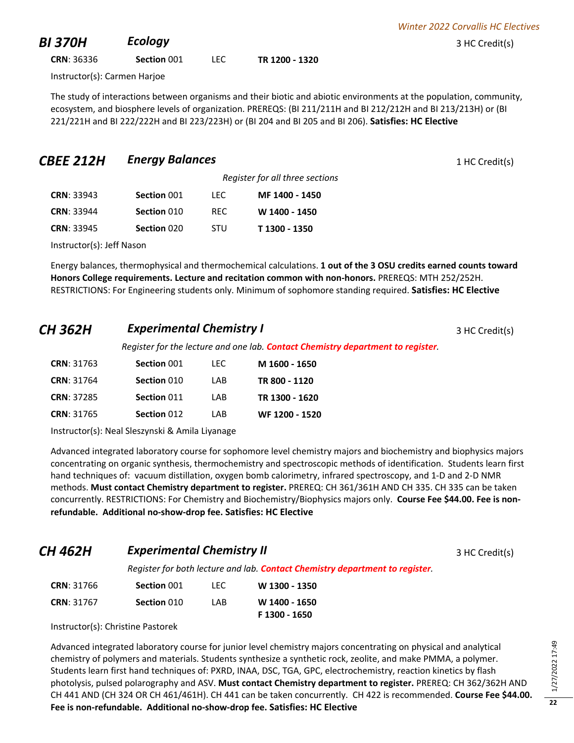## BI 370H — Ecology

3 HC Credit(s)

| CRN | Section | Type | Time |
|---|---|---|---|
| 36336 | 001 | LEC | TR 1200 - 1320 |

Instructor(s): Carmen Harjoe

The study of interactions between organisms and their biotic and abiotic environments at the population, community, ecosystem, and biosphere levels of organization. PREREQS: (BI 211/211H and BI 212/212H and BI 213/213H) or (BI 221/221H and BI 222/222H and BI 223/223H) or (BI 204 and BI 205 and BI 206). **Satisfies: HC Elective**

## CBEE 212H — Energy Balances

1 HC Credit(s)

*Register for all three sections*

| CRN | Section | Type | Time |
|---|---|---|---|
| 33943 | 001 | LEC | MF 1400 - 1450 |
| 33944 | 010 | REC | W 1400 - 1450 |
| 33945 | 020 | STU | T 1300 - 1350 |

Instructor(s): Jeff Nason

Energy balances, thermophysical and thermochemical calculations. **1 out of the 3 OSU credits earned counts toward Honors College requirements. Lecture and recitation common with non-honors.** PREREQS: MTH 252/252H. RESTRICTIONS: For Engineering students only. Minimum of sophomore standing required. **Satisfies: HC Elective**

## CH 362H — Experimental Chemistry I

3 HC Credit(s)

*Register for the lecture and one lab.* ***Contact Chemistry department to register.***

| CRN | Section | Type | Time |
|---|---|---|---|
| 31763 | 001 | LEC | M 1600 - 1650 |
| 31764 | 010 | LAB | TR 800 - 1120 |
| 37285 | 011 | LAB | TR 1300 - 1620 |
| 31765 | 012 | LAB | WF 1200 - 1520 |

Instructor(s): Neal Sleszynski & Amila Liyanage

Advanced integrated laboratory course for sophomore level chemistry majors and biochemistry and biophysics majors concentrating on organic synthesis, thermochemistry and spectroscopic methods of identification. Students learn first hand techniques of: vacuum distillation, oxygen bomb calorimetry, infrared spectroscopy, and 1-D and 2-D NMR methods. **Must contact Chemistry department to register.** PREREQ: CH 361/361H AND CH 335. CH 335 can be taken concurrently. RESTRICTIONS: For Chemistry and Biochemistry/Biophysics majors only. **Course Fee $44.00. Fee is non-refundable. Additional no-show-drop fee. Satisfies: HC Elective**

## CH 462H — Experimental Chemistry II

3 HC Credit(s)

*Register for both lecture and lab.* ***Contact Chemistry department to register.***

| CRN | Section | Type | Time |
|---|---|---|---|
| 31766 | 001 | LEC | W 1300 - 1350 |
| 31767 | 010 | LAB | W 1400 - 1650<br>F 1300 - 1650 |

Instructor(s): Christine Pastorek

Advanced integrated laboratory course for junior level chemistry majors concentrating on physical and analytical chemistry of polymers and materials. Students synthesize a synthetic rock, zeolite, and make PMMA, a polymer. Students learn first hand techniques of: PXRD, INAA, DSC, TGA, GPC, electrochemistry, reaction kinetics by flash photolysis, pulsed polarography and ASV. **Must contact Chemistry department to register.** PREREQ: CH 362/362H AND CH 441 AND (CH 324 OR CH 461/461H). CH 441 can be taken concurrently. CH 422 is recommended. **Course Fee $44.00. Fee is non-refundable. Additional no-show-drop fee. Satisfies: HC Elective**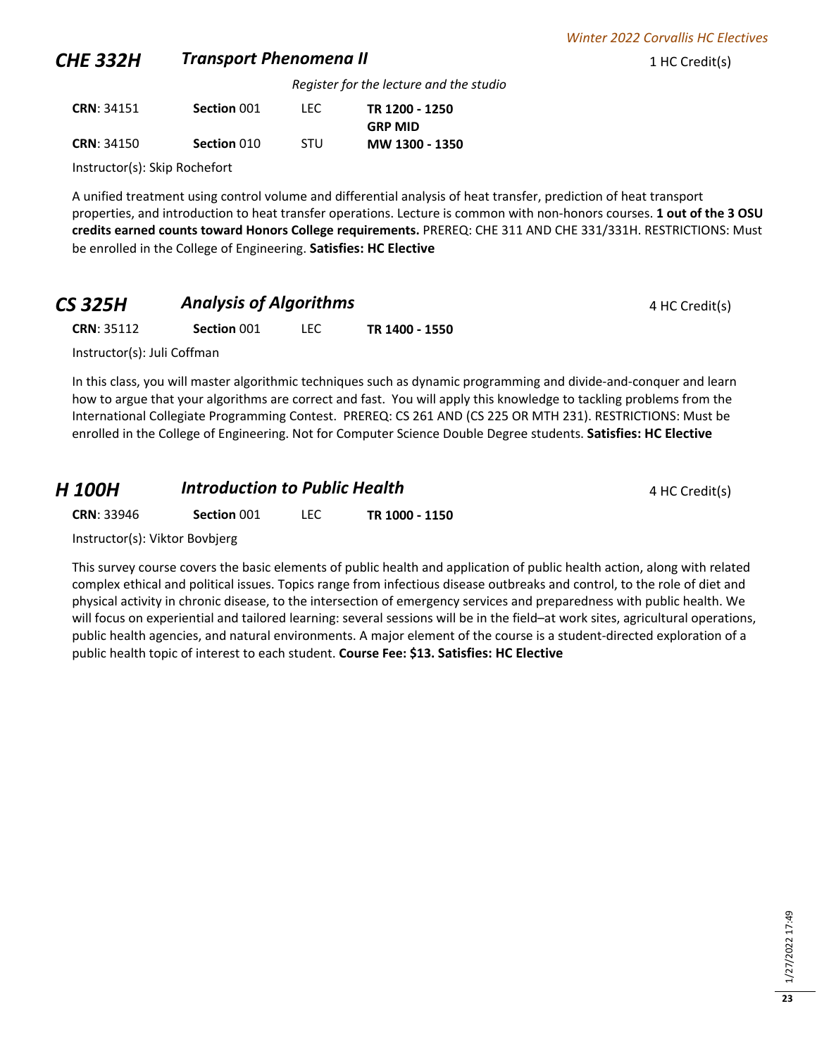## CHE 332H *Transport Phenomena II*

1 HC Credit(s)

*Register for the lecture and the studio*

| | | | |
|---|---|---|---|
| **CRN**: 34151 | **Section** 001 | LEC | **TR 1200 - 1250** |
| | | | **GRP MID** |
| **CRN**: 34150 | **Section** 010 | STU | **MW 1300 - 1350** |

Instructor(s): Skip Rochefort

A unified treatment using control volume and differential analysis of heat transfer, prediction of heat transport properties, and introduction to heat transfer operations. Lecture is common with non-honors courses. **1 out of the 3 OSU credits earned counts toward Honors College requirements.** PREREQ: CHE 311 AND CHE 331/331H. RESTRICTIONS: Must be enrolled in the College of Engineering. **Satisfies: HC Elective**

## CS 325H *Analysis of Algorithms*

4 HC Credit(s)

| | | | |
|---|---|---|---|
| **CRN**: 35112 | **Section** 001 | LEC | **TR 1400 - 1550** |

Instructor(s): Juli Coffman

In this class, you will master algorithmic techniques such as dynamic programming and divide-and-conquer and learn how to argue that your algorithms are correct and fast. You will apply this knowledge to tackling problems from the International Collegiate Programming Contest. PREREQ: CS 261 AND (CS 225 OR MTH 231). RESTRICTIONS: Must be enrolled in the College of Engineering. Not for Computer Science Double Degree students. **Satisfies: HC Elective**

## H 100H *Introduction to Public Health*

4 HC Credit(s)

| | | | |
|---|---|---|---|
| **CRN**: 33946 | **Section** 001 | LEC | **TR 1000 - 1150** |

Instructor(s): Viktor Bovbjerg

This survey course covers the basic elements of public health and application of public health action, along with related complex ethical and political issues. Topics range from infectious disease outbreaks and control, to the role of diet and physical activity in chronic disease, to the intersection of emergency services and preparedness with public health. We will focus on experiential and tailored learning: several sessions will be in the field–at work sites, agricultural operations, public health agencies, and natural environments. A major element of the course is a student-directed exploration of a public health topic of interest to each student. **Course Fee: $13. Satisfies: HC Elective**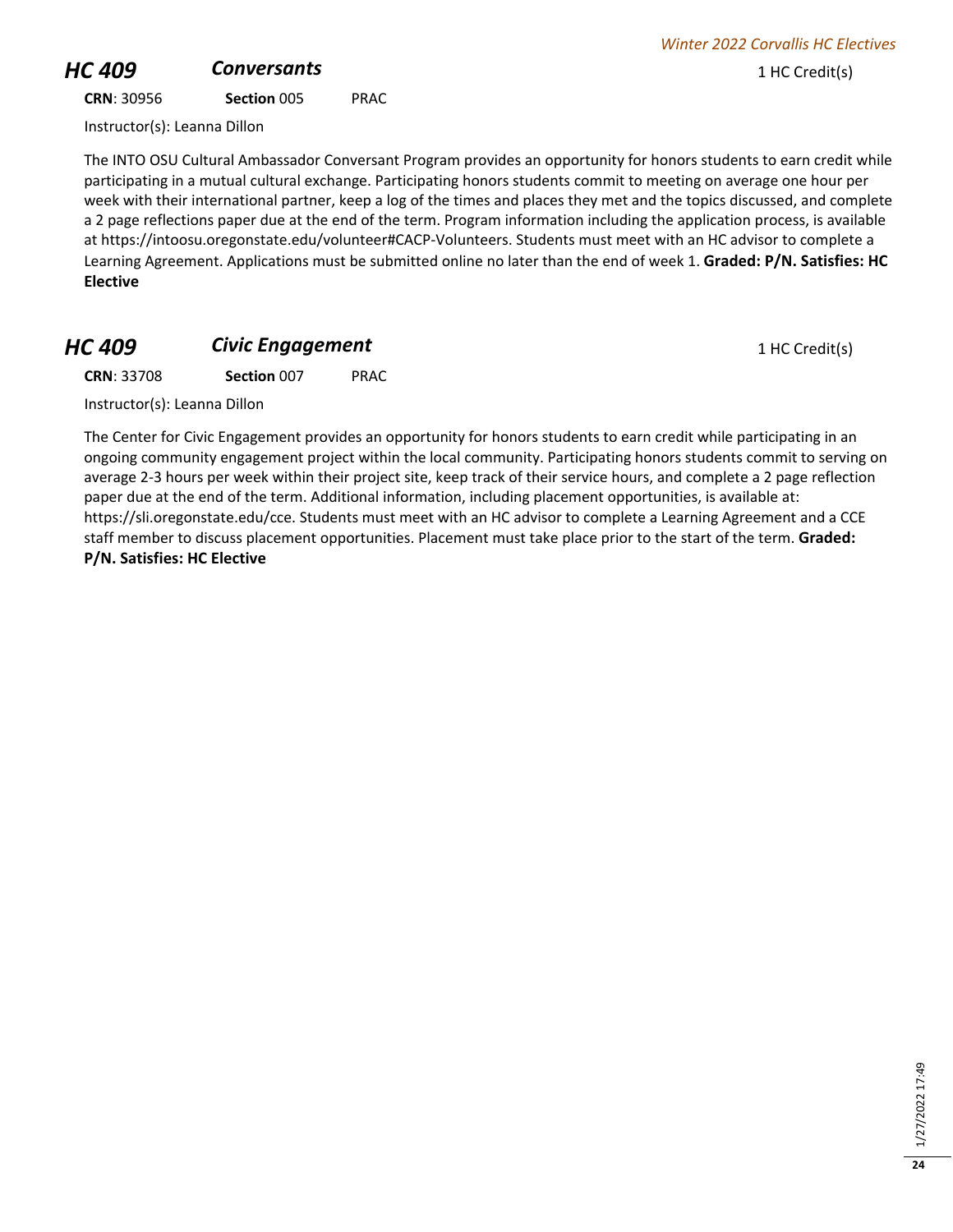## HC 409 — *Conversants*

1 HC Credit(s)

**CRN**: 30956 **Section** 005 PRAC

Instructor(s): Leanna Dillon

The INTO OSU Cultural Ambassador Conversant Program provides an opportunity for honors students to earn credit while participating in a mutual cultural exchange. Participating honors students commit to meeting on average one hour per week with their international partner, keep a log of the times and places they met and the topics discussed, and complete a 2 page reflections paper due at the end of the term. Program information including the application process, is available at https://intoosu.oregonstate.edu/volunteer#CACP-Volunteers. Students must meet with an HC advisor to complete a Learning Agreement. Applications must be submitted online no later than the end of week 1. **Graded: P/N. Satisfies: HC Elective**

## HC 409 — *Civic Engagement*

1 HC Credit(s)

**CRN**: 33708 **Section** 007 PRAC

Instructor(s): Leanna Dillon

The Center for Civic Engagement provides an opportunity for honors students to earn credit while participating in an ongoing community engagement project within the local community. Participating honors students commit to serving on average 2-3 hours per week within their project site, keep track of their service hours, and complete a 2 page reflection paper due at the end of the term. Additional information, including placement opportunities, is available at: https://sli.oregonstate.edu/cce. Students must meet with an HC advisor to complete a Learning Agreement and a CCE staff member to discuss placement opportunities. Placement must take place prior to the start of the term. **Graded: P/N. Satisfies: HC Elective**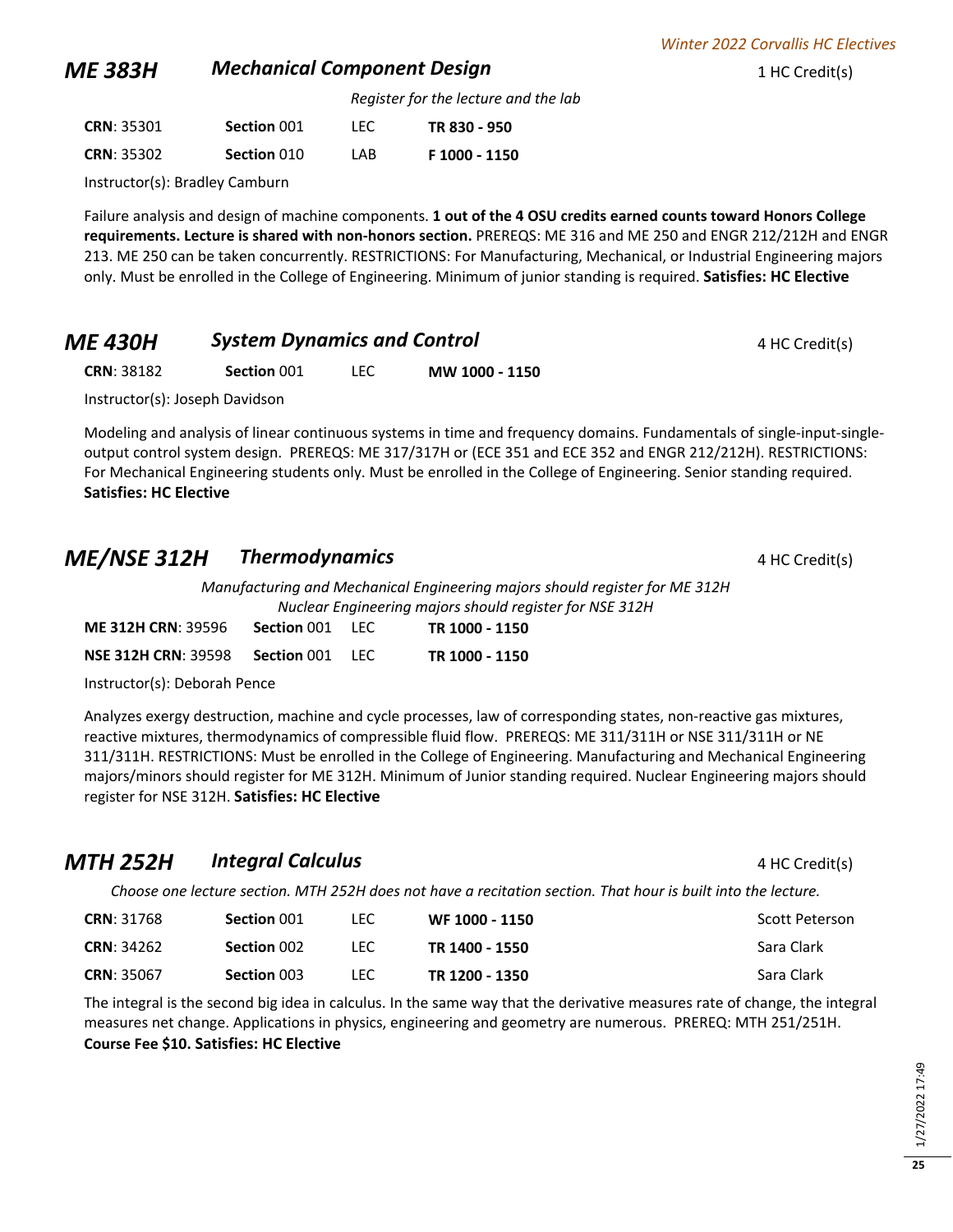## ME 383H — *Mechanical Component Design* — 1 HC Credit(s)

*Register for the lecture and the lab*

| CRN | Section | Type | Time |
|---|---|---|---|
| **CRN**: 35301 | **Section** 001 | LEC | **TR 830 - 950** |
| **CRN**: 35302 | **Section** 010 | LAB | **F 1000 - 1150** |

Instructor(s): Bradley Camburn

Failure analysis and design of machine components. **1 out of the 4 OSU credits earned counts toward Honors College requirements. Lecture is shared with non-honors section.** PREREQS: ME 316 and ME 250 and ENGR 212/212H and ENGR 213. ME 250 can be taken concurrently. RESTRICTIONS: For Manufacturing, Mechanical, or Industrial Engineering majors only. Must be enrolled in the College of Engineering. Minimum of junior standing is required. **Satisfies: HC Elective**

## ME 430H — *System Dynamics and Control* — 4 HC Credit(s)

| CRN | Section | Type | Time |
|---|---|---|---|
| **CRN**: 38182 | **Section** 001 | LEC | **MW 1000 - 1150** |

Instructor(s): Joseph Davidson

Modeling and analysis of linear continuous systems in time and frequency domains. Fundamentals of single-input-single-output control system design. PREREQS: ME 317/317H or (ECE 351 and ECE 352 and ENGR 212/212H). RESTRICTIONS: For Mechanical Engineering students only. Must be enrolled in the College of Engineering. Senior standing required. **Satisfies: HC Elective**

## ME/NSE 312H — *Thermodynamics* — 4 HC Credit(s)

*Manufacturing and Mechanical Engineering majors should register for ME 312H*
*Nuclear Engineering majors should register for NSE 312H*

| CRN | Section | Type | Time |
|---|---|---|---|
| **ME 312H CRN**: 39596 | **Section** 001 | LEC | **TR 1000 - 1150** |
| **NSE 312H CRN**: 39598 | **Section** 001 | LEC | **TR 1000 - 1150** |

Instructor(s): Deborah Pence

Analyzes exergy destruction, machine and cycle processes, law of corresponding states, non-reactive gas mixtures, reactive mixtures, thermodynamics of compressible fluid flow. PREREQS: ME 311/311H or NSE 311/311H or NE 311/311H. RESTRICTIONS: Must be enrolled in the College of Engineering. Manufacturing and Mechanical Engineering majors/minors should register for ME 312H. Minimum of Junior standing required. Nuclear Engineering majors should register for NSE 312H. **Satisfies: HC Elective**

## MTH 252H — *Integral Calculus* — 4 HC Credit(s)

*Choose one lecture section. MTH 252H does not have a recitation section. That hour is built into the lecture.*

| CRN | Section | Type | Time | Instructor |
|---|---|---|---|---|
| **CRN**: 31768 | **Section** 001 | LEC | **WF 1000 - 1150** | Scott Peterson |
| **CRN**: 34262 | **Section** 002 | LEC | **TR 1400 - 1550** | Sara Clark |
| **CRN**: 35067 | **Section** 003 | LEC | **TR 1200 - 1350** | Sara Clark |

The integral is the second big idea in calculus. In the same way that the derivative measures rate of change, the integral measures net change. Applications in physics, engineering and geometry are numerous. PREREQ: MTH 251/251H. **Course Fee $10. Satisfies: HC Elective**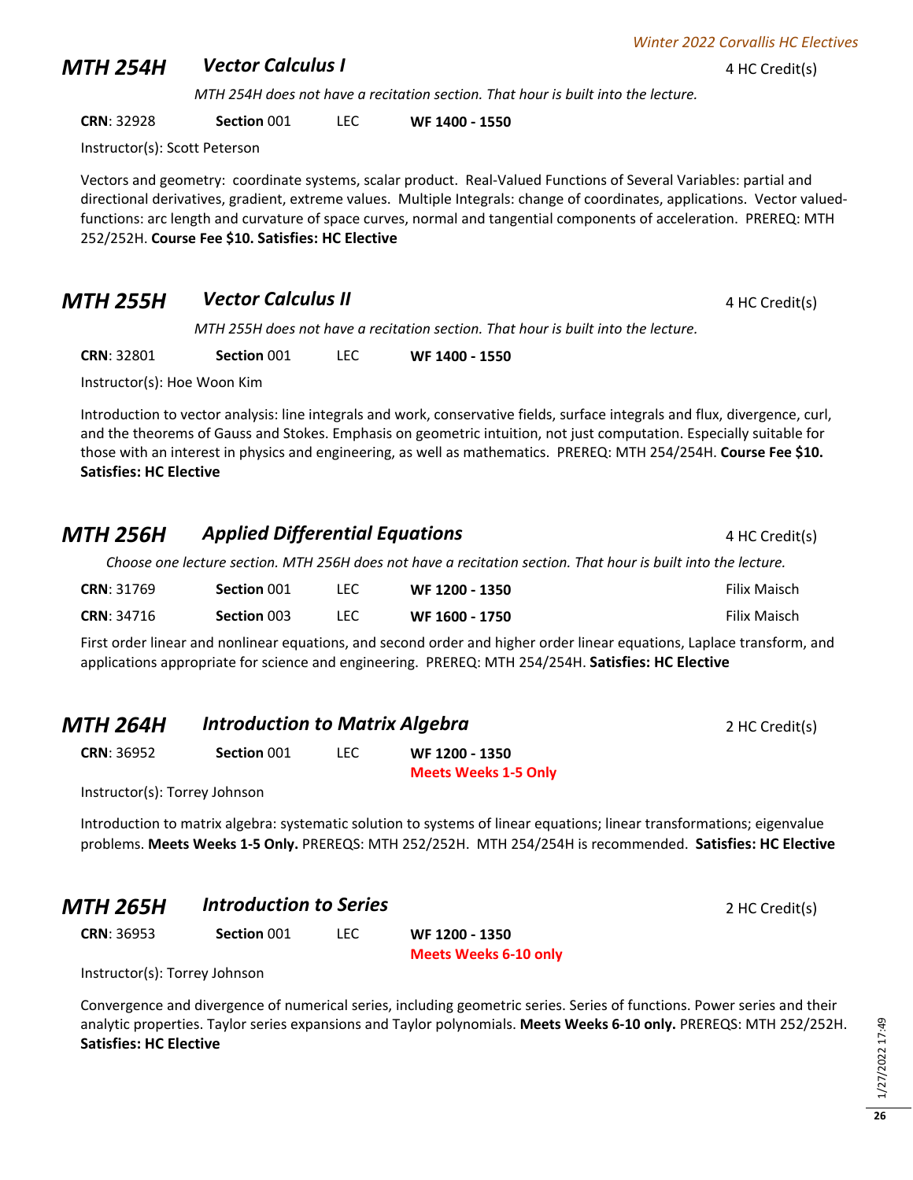## MTH 254H *Vector Calculus I* — 4 HC Credit(s)

*MTH 254H does not have a recitation section. That hour is built into the lecture.*

**CRN**: 32928 | **Section** 001 | LEC | **WF 1400 - 1550**

Instructor(s): Scott Peterson

Vectors and geometry: coordinate systems, scalar product. Real-Valued Functions of Several Variables: partial and directional derivatives, gradient, extreme values. Multiple Integrals: change of coordinates, applications. Vector valued-functions: arc length and curvature of space curves, normal and tangential components of acceleration. PREREQ: MTH 252/252H. **Course Fee $10. Satisfies: HC Elective**

## MTH 255H *Vector Calculus II* — 4 HC Credit(s)

*MTH 255H does not have a recitation section. That hour is built into the lecture.*

**CRN**: 32801 | **Section** 001 | LEC | **WF 1400 - 1550**

Instructor(s): Hoe Woon Kim

Introduction to vector analysis: line integrals and work, conservative fields, surface integrals and flux, divergence, curl, and the theorems of Gauss and Stokes. Emphasis on geometric intuition, not just computation. Especially suitable for those with an interest in physics and engineering, as well as mathematics. PREREQ: MTH 254/254H. **Course Fee $10. Satisfies: HC Elective**

## MTH 256H *Applied Differential Equations* — 4 HC Credit(s)

*Choose one lecture section. MTH 256H does not have a recitation section. That hour is built into the lecture.*

| CRN | Section | Type | Time | Instructor |
|---|---|---|---|---|
| **CRN**: 31769 | **Section** 001 | LEC | **WF 1200 - 1350** | Filix Maisch |
| **CRN**: 34716 | **Section** 003 | LEC | **WF 1600 - 1750** | Filix Maisch |

First order linear and nonlinear equations, and second order and higher order linear equations, Laplace transform, and applications appropriate for science and engineering. PREREQ: MTH 254/254H. **Satisfies: HC Elective**

## MTH 264H *Introduction to Matrix Algebra* — 2 HC Credit(s)

**CRN**: 36952 | **Section** 001 | LEC | **WF 1200 - 1350** **Meets Weeks 1-5 Only**

Instructor(s): Torrey Johnson

Introduction to matrix algebra: systematic solution to systems of linear equations; linear transformations; eigenvalue problems. **Meets Weeks 1-5 Only.** PREREQS: MTH 252/252H. MTH 254/254H is recommended. **Satisfies: HC Elective**

## MTH 265H *Introduction to Series* — 2 HC Credit(s)

**CRN**: 36953 | **Section** 001 | LEC | **WF 1200 - 1350** **Meets Weeks 6-10 only**

Instructor(s): Torrey Johnson

Convergence and divergence of numerical series, including geometric series. Series of functions. Power series and their analytic properties. Taylor series expansions and Taylor polynomials. **Meets Weeks 6-10 only.** PREREQS: MTH 252/252H. **Satisfies: HC Elective**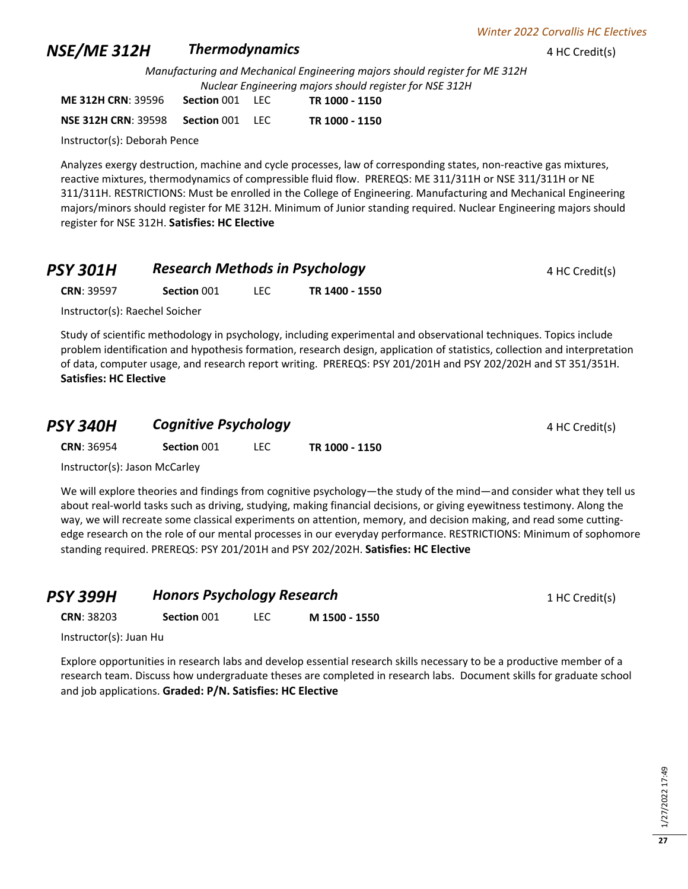## NSE/ME 312H — *Thermodynamics* — 4 HC Credit(s)

*Manufacturing and Mechanical Engineering majors should register for ME 312H*
*Nuclear Engineering majors should register for NSE 312H*

**ME 312H CRN**: 39596 **Section** 001 LEC **TR 1000 - 1150**

**NSE 312H CRN**: 39598 **Section** 001 LEC **TR 1000 - 1150**

Instructor(s): Deborah Pence

Analyzes exergy destruction, machine and cycle processes, law of corresponding states, non-reactive gas mixtures, reactive mixtures, thermodynamics of compressible fluid flow. PREREQS: ME 311/311H or NSE 311/311H or NE 311/311H. RESTRICTIONS: Must be enrolled in the College of Engineering. Manufacturing and Mechanical Engineering majors/minors should register for ME 312H. Minimum of Junior standing required. Nuclear Engineering majors should register for NSE 312H. **Satisfies: HC Elective**

## PSY 301H — *Research Methods in Psychology* — 4 HC Credit(s)

**CRN**: 39597 **Section** 001 LEC **TR 1400 - 1550**

Instructor(s): Raechel Soicher

Study of scientific methodology in psychology, including experimental and observational techniques. Topics include problem identification and hypothesis formation, research design, application of statistics, collection and interpretation of data, computer usage, and research report writing. PREREQS: PSY 201/201H and PSY 202/202H and ST 351/351H. **Satisfies: HC Elective**

## PSY 340H — *Cognitive Psychology* — 4 HC Credit(s)

**CRN**: 36954 **Section** 001 LEC **TR 1000 - 1150**

Instructor(s): Jason McCarley

We will explore theories and findings from cognitive psychology—the study of the mind—and consider what they tell us about real-world tasks such as driving, studying, making financial decisions, or giving eyewitness testimony. Along the way, we will recreate some classical experiments on attention, memory, and decision making, and read some cutting-edge research on the role of our mental processes in our everyday performance. RESTRICTIONS: Minimum of sophomore standing required. PREREQS: PSY 201/201H and PSY 202/202H. **Satisfies: HC Elective**

## PSY 399H — *Honors Psychology Research* — 1 HC Credit(s)

**CRN**: 38203 **Section** 001 LEC **M 1500 - 1550**

Instructor(s): Juan Hu

Explore opportunities in research labs and develop essential research skills necessary to be a productive member of a research team. Discuss how undergraduate theses are completed in research labs. Document skills for graduate school and job applications. **Graded: P/N. Satisfies: HC Elective**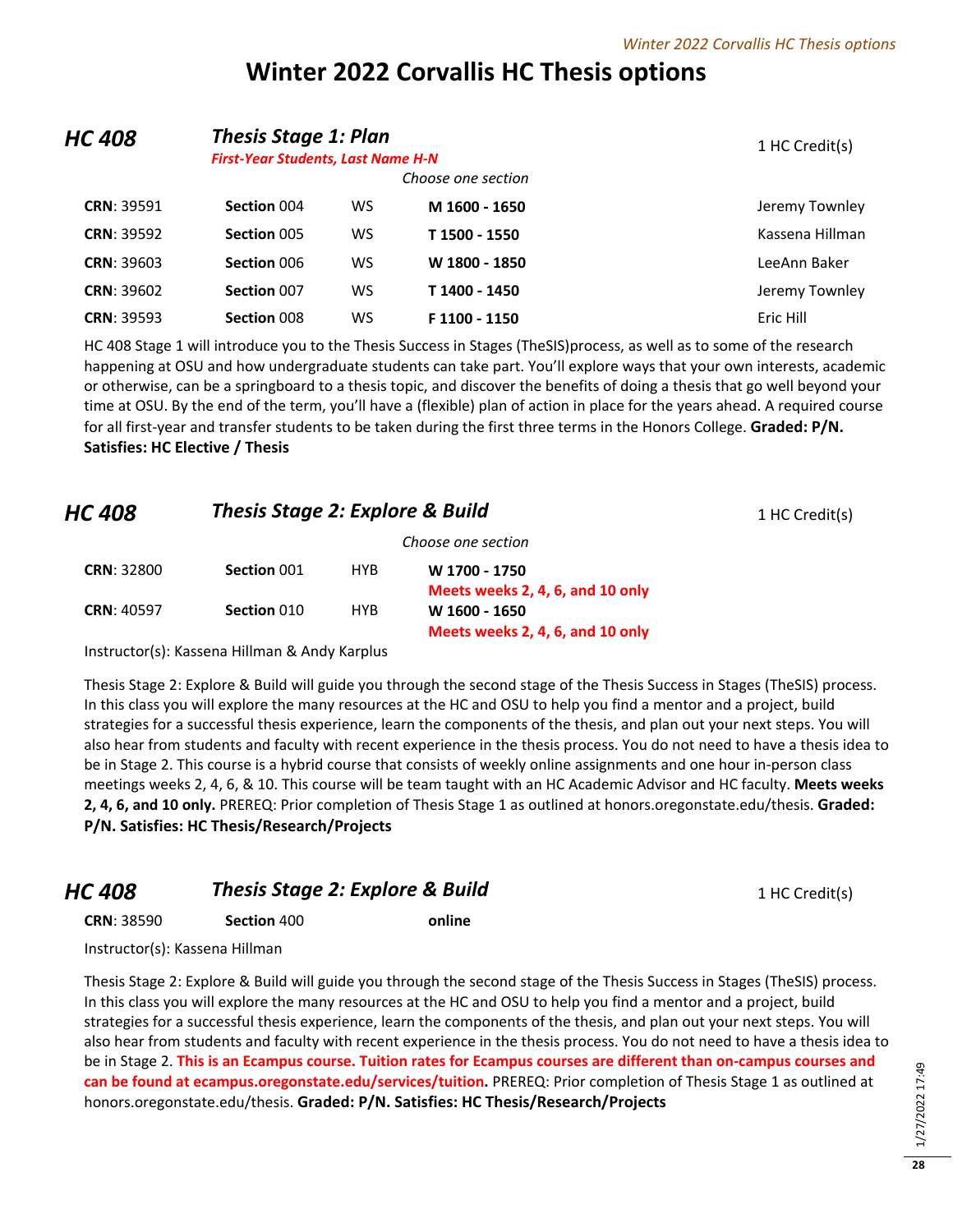# Winter 2022 Corvallis HC Thesis options

## HC 408 — *Thesis Stage 1: Plan*

***First-Year Students, Last Name H-N***

1 HC Credit(s)

*Choose one section*

| CRN | Section | Type | Time | Instructor |
|---|---|---|---|---|
| **CRN**: 39591 | **Section** 004 | WS | **M 1600 - 1650** | Jeremy Townley |
| **CRN**: 39592 | **Section** 005 | WS | **T 1500 - 1550** | Kassena Hillman |
| **CRN**: 39603 | **Section** 006 | WS | **W 1800 - 1850** | LeeAnn Baker |
| **CRN**: 39602 | **Section** 007 | WS | **T 1400 - 1450** | Jeremy Townley |
| **CRN**: 39593 | **Section** 008 | WS | **F 1100 - 1150** | Eric Hill |

HC 408 Stage 1 will introduce you to the Thesis Success in Stages (TheSIS)process, as well as to some of the research happening at OSU and how undergraduate students can take part. You'll explore ways that your own interests, academic or otherwise, can be a springboard to a thesis topic, and discover the benefits of doing a thesis that go well beyond your time at OSU. By the end of the term, you'll have a (flexible) plan of action in place for the years ahead. A required course for all first-year and transfer students to be taken during the first three terms in the Honors College. **Graded: P/N. Satisfies: HC Elective / Thesis**

## HC 408 — *Thesis Stage 2: Explore & Build*

1 HC Credit(s)

*Choose one section*

| CRN | Section | Type | Time |
|---|---|---|---|
| **CRN**: 32800 | **Section** 001 | HYB | **W 1700 - 1750** **Meets weeks 2, 4, 6, and 10 only** |
| **CRN**: 40597 | **Section** 010 | HYB | **W 1600 - 1650** **Meets weeks 2, 4, 6, and 10 only** |

Instructor(s): Kassena Hillman & Andy Karplus

Thesis Stage 2: Explore & Build will guide you through the second stage of the Thesis Success in Stages (TheSIS) process. In this class you will explore the many resources at the HC and OSU to help you find a mentor and a project, build strategies for a successful thesis experience, learn the components of the thesis, and plan out your next steps. You will also hear from students and faculty with recent experience in the thesis process. You do not need to have a thesis idea to be in Stage 2. This course is a hybrid course that consists of weekly online assignments and one hour in-person class meetings weeks 2, 4, 6, & 10. This course will be team taught with an HC Academic Advisor and HC faculty. **Meets weeks 2, 4, 6, and 10 only.** PREREQ: Prior completion of Thesis Stage 1 as outlined at honors.oregonstate.edu/thesis. **Graded: P/N. Satisfies: HC Thesis/Research/Projects**

## HC 408 — *Thesis Stage 2: Explore & Build*

1 HC Credit(s)

**CRN**: 38590 **Section** 400 **online**

Instructor(s): Kassena Hillman

Thesis Stage 2: Explore & Build will guide you through the second stage of the Thesis Success in Stages (TheSIS) process. In this class you will explore the many resources at the HC and OSU to help you find a mentor and a project, build strategies for a successful thesis experience, learn the components of the thesis, and plan out your next steps. You will also hear from students and faculty with recent experience in the thesis process. You do not need to have a thesis idea to be in Stage 2. **This is an Ecampus course. Tuition rates for Ecampus courses are different than on-campus courses and can be found at ecampus.oregonstate.edu/services/tuition.** PREREQ: Prior completion of Thesis Stage 1 as outlined at honors.oregonstate.edu/thesis. **Graded: P/N. Satisfies: HC Thesis/Research/Projects**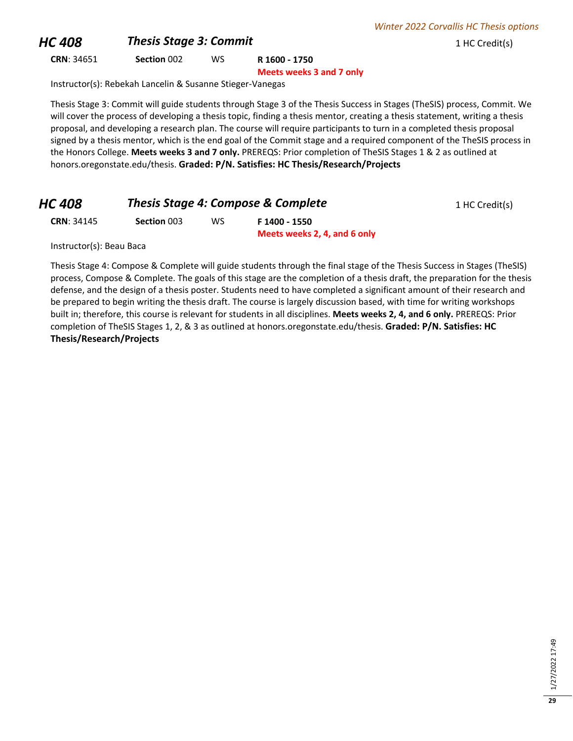## HC 408 — *Thesis Stage 3: Commit*

1 HC Credit(s)

**CRN**: 34651 **Section** 002 WS **R 1600 - 1750**
**Meets weeks 3 and 7 only**

Instructor(s): Rebekah Lancelin & Susanne Stieger-Vanegas

Thesis Stage 3: Commit will guide students through Stage 3 of the Thesis Success in Stages (TheSIS) process, Commit. We will cover the process of developing a thesis topic, finding a thesis mentor, creating a thesis statement, writing a thesis proposal, and developing a research plan. The course will require participants to turn in a completed thesis proposal signed by a thesis mentor, which is the end goal of the Commit stage and a required component of the TheSIS process in the Honors College. **Meets weeks 3 and 7 only.** PREREQS: Prior completion of TheSIS Stages 1 & 2 as outlined at honors.oregonstate.edu/thesis. **Graded: P/N. Satisfies: HC Thesis/Research/Projects**

## HC 408 — *Thesis Stage 4: Compose & Complete*

1 HC Credit(s)

**CRN**: 34145 **Section** 003 WS **F 1400 - 1550**
**Meets weeks 2, 4, and 6 only**

Instructor(s): Beau Baca

Thesis Stage 4: Compose & Complete will guide students through the final stage of the Thesis Success in Stages (TheSIS) process, Compose & Complete. The goals of this stage are the completion of a thesis draft, the preparation for the thesis defense, and the design of a thesis poster. Students need to have completed a significant amount of their research and be prepared to begin writing the thesis draft. The course is largely discussion based, with time for writing workshops built in; therefore, this course is relevant for students in all disciplines. **Meets weeks 2, 4, and 6 only.** PREREQS: Prior completion of TheSIS Stages 1, 2, & 3 as outlined at honors.oregonstate.edu/thesis. **Graded: P/N. Satisfies: HC Thesis/Research/Projects**